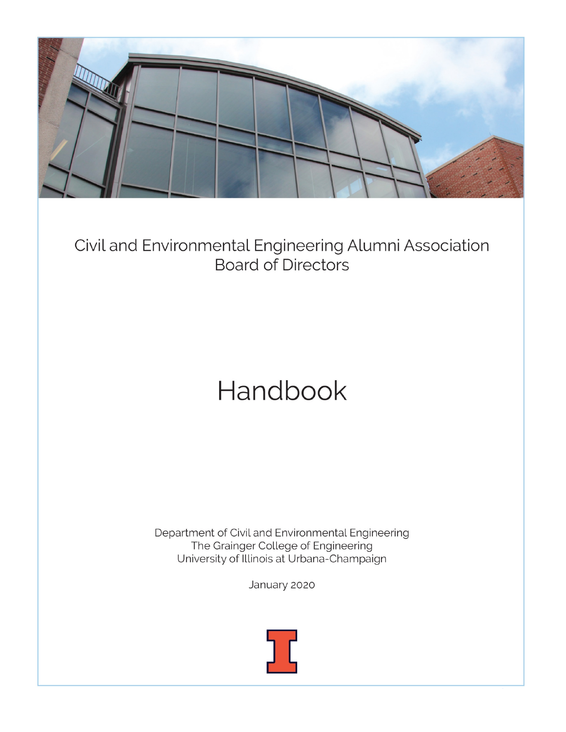Civil and Environmental Engineering Alumni Association
Board of Directors

# Handbook

Department of Civil and Environmental Engineering
The Grainger College of Engineering
University of Illinois at Urbana-Champaign

January 2020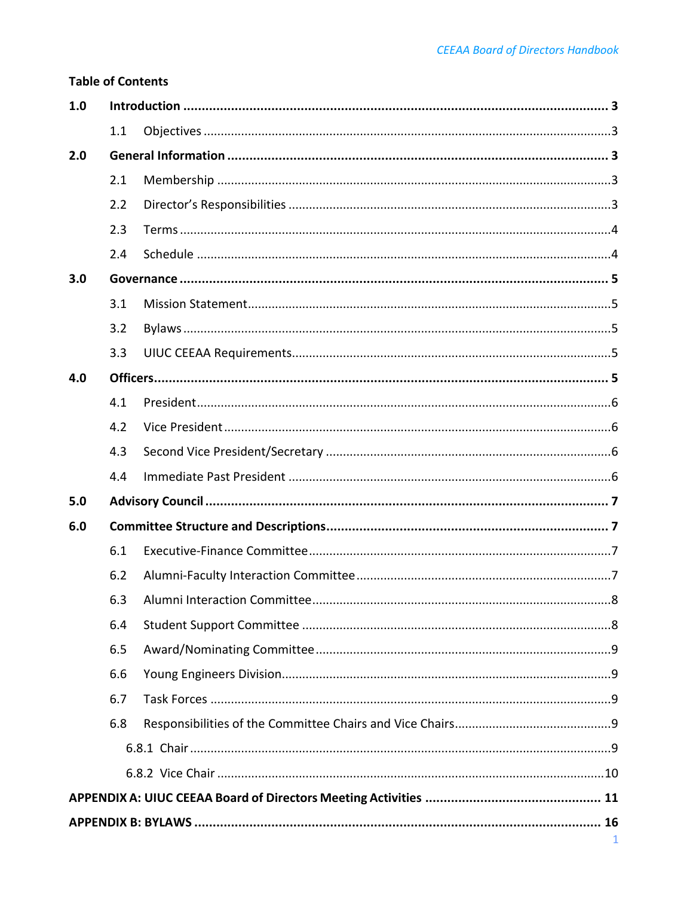**Table of Contents**

| | | |
|---|---|---|
| **1.0** | **Introduction** | **3** |
| 1.1 | Objectives | 3 |
| **2.0** | **General Information** | **3** |
| 2.1 | Membership | 3 |
| 2.2 | Director's Responsibilities | 3 |
| 2.3 | Terms | 4 |
| 2.4 | Schedule | 4 |
| **3.0** | **Governance** | **5** |
| 3.1 | Mission Statement | 5 |
| 3.2 | Bylaws | 5 |
| 3.3 | UIUC CEEAA Requirements | 5 |
| **4.0** | **Officers** | **5** |
| 4.1 | President | 6 |
| 4.2 | Vice President | 6 |
| 4.3 | Second Vice President/Secretary | 6 |
| 4.4 | Immediate Past President | 6 |
| **5.0** | **Advisory Council** | **7** |
| **6.0** | **Committee Structure and Descriptions** | **7** |
| 6.1 | Executive-Finance Committee | 7 |
| 6.2 | Alumni-Faculty Interaction Committee | 7 |
| 6.3 | Alumni Interaction Committee | 8 |
| 6.4 | Student Support Committee | 8 |
| 6.5 | Award/Nominating Committee | 9 |
| 6.6 | Young Engineers Division | 9 |
| 6.7 | Task Forces | 9 |
| 6.8 | Responsibilities of the Committee Chairs and Vice Chairs | 9 |
| 6.8.1 | Chair | 9 |
| 6.8.2 | Vice Chair | 10 |
| **APPENDIX A:** | **UIUC CEEAA Board of Directors Meeting Activities** | **11** |
| **APPENDIX B:** | **BYLAWS** | **16** |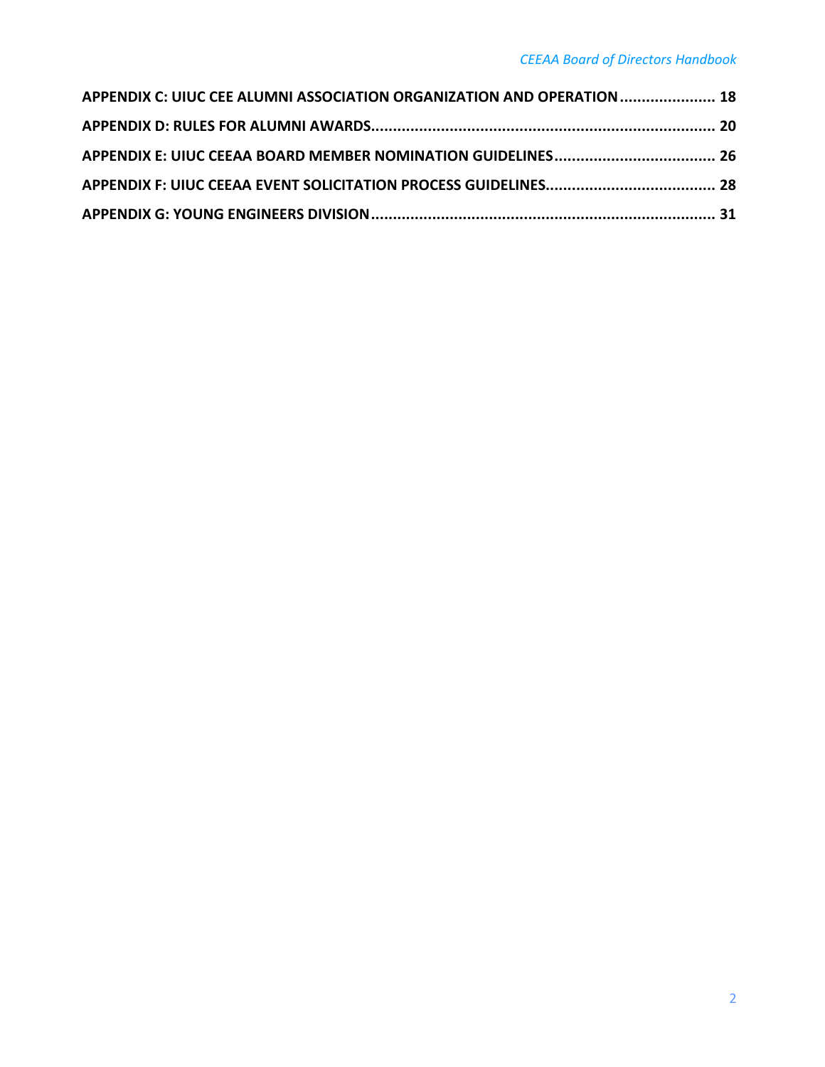**APPENDIX C: UIUC CEE ALUMNI ASSOCIATION ORGANIZATION AND OPERATION ...................... 18**

**APPENDIX D: RULES FOR ALUMNI AWARDS.............................................................................. 20**

**APPENDIX E: UIUC CEEAA BOARD MEMBER NOMINATION GUIDELINES..................................... 26**

**APPENDIX F: UIUC CEEAA EVENT SOLICITATION PROCESS GUIDELINES....................................... 28**

**APPENDIX G: YOUNG ENGINEERS DIVISION............................................................................... 31**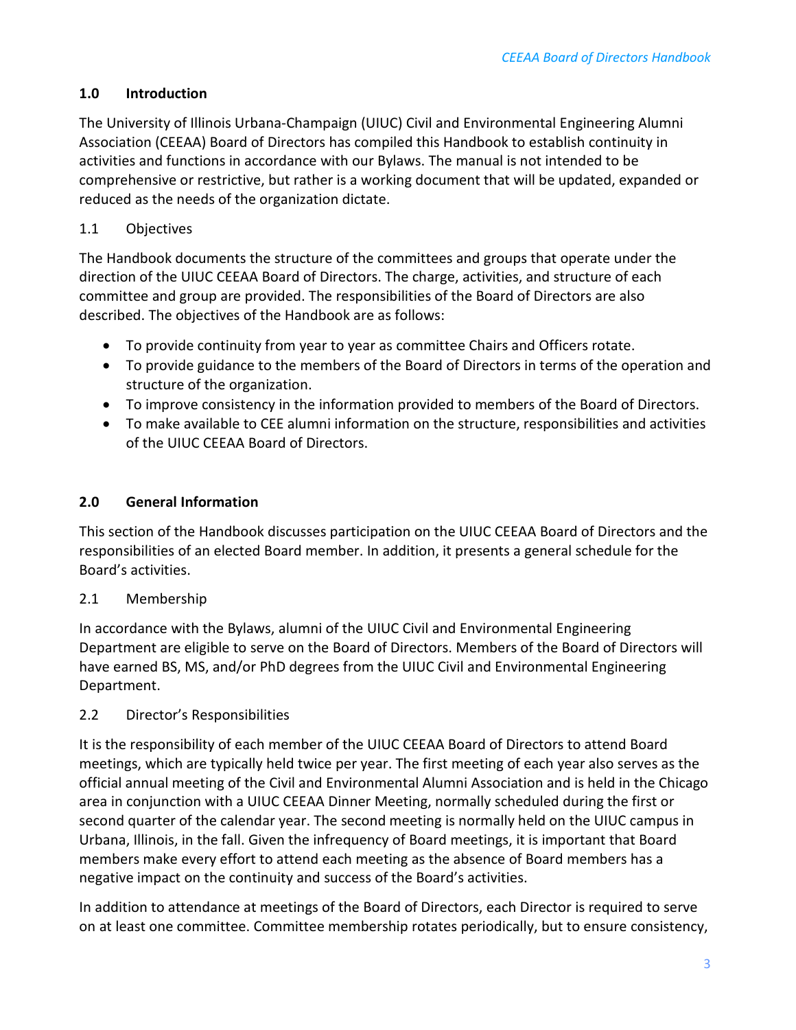## 1.0 Introduction

The University of Illinois Urbana-Champaign (UIUC) Civil and Environmental Engineering Alumni Association (CEEAA) Board of Directors has compiled this Handbook to establish continuity in activities and functions in accordance with our Bylaws. The manual is not intended to be comprehensive or restrictive, but rather is a working document that will be updated, expanded or reduced as the needs of the organization dictate.

### 1.1 Objectives

The Handbook documents the structure of the committees and groups that operate under the direction of the UIUC CEEAA Board of Directors. The charge, activities, and structure of each committee and group are provided. The responsibilities of the Board of Directors are also described. The objectives of the Handbook are as follows:

- To provide continuity from year to year as committee Chairs and Officers rotate.
- To provide guidance to the members of the Board of Directors in terms of the operation and structure of the organization.
- To improve consistency in the information provided to members of the Board of Directors.
- To make available to CEE alumni information on the structure, responsibilities and activities of the UIUC CEEAA Board of Directors.

## 2.0 General Information

This section of the Handbook discusses participation on the UIUC CEEAA Board of Directors and the responsibilities of an elected Board member. In addition, it presents a general schedule for the Board's activities.

### 2.1 Membership

In accordance with the Bylaws, alumni of the UIUC Civil and Environmental Engineering Department are eligible to serve on the Board of Directors. Members of the Board of Directors will have earned BS, MS, and/or PhD degrees from the UIUC Civil and Environmental Engineering Department.

### 2.2 Director's Responsibilities

It is the responsibility of each member of the UIUC CEEAA Board of Directors to attend Board meetings, which are typically held twice per year. The first meeting of each year also serves as the official annual meeting of the Civil and Environmental Alumni Association and is held in the Chicago area in conjunction with a UIUC CEEAA Dinner Meeting, normally scheduled during the first or second quarter of the calendar year. The second meeting is normally held on the UIUC campus in Urbana, Illinois, in the fall. Given the infrequency of Board meetings, it is important that Board members make every effort to attend each meeting as the absence of Board members has a negative impact on the continuity and success of the Board's activities.

In addition to attendance at meetings of the Board of Directors, each Director is required to serve on at least one committee. Committee membership rotates periodically, but to ensure consistency,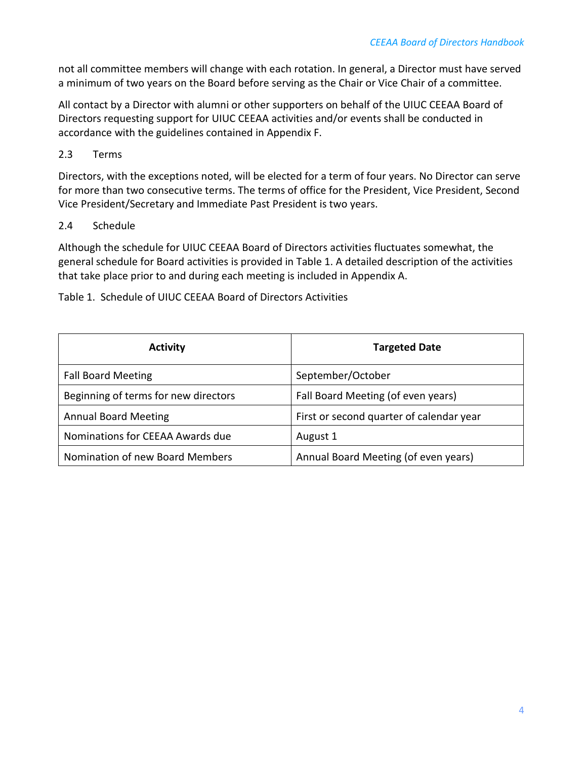not all committee members will change with each rotation. In general, a Director must have served a minimum of two years on the Board before serving as the Chair or Vice Chair of a committee.

All contact by a Director with alumni or other supporters on behalf of the UIUC CEEAA Board of Directors requesting support for UIUC CEEAA activities and/or events shall be conducted in accordance with the guidelines contained in Appendix F.

### 2.3 Terms

Directors, with the exceptions noted, will be elected for a term of four years. No Director can serve for more than two consecutive terms. The terms of office for the President, Vice President, Second Vice President/Secretary and Immediate Past President is two years.

### 2.4 Schedule

Although the schedule for UIUC CEEAA Board of Directors activities fluctuates somewhat, the general schedule for Board activities is provided in Table 1. A detailed description of the activities that take place prior to and during each meeting is included in Appendix A.

Table 1. Schedule of UIUC CEEAA Board of Directors Activities

| Activity | Targeted Date |
|---|---|
| Fall Board Meeting | September/October |
| Beginning of terms for new directors | Fall Board Meeting (of even years) |
| Annual Board Meeting | First or second quarter of calendar year |
| Nominations for CEEAA Awards due | August 1 |
| Nomination of new Board Members | Annual Board Meeting (of even years) |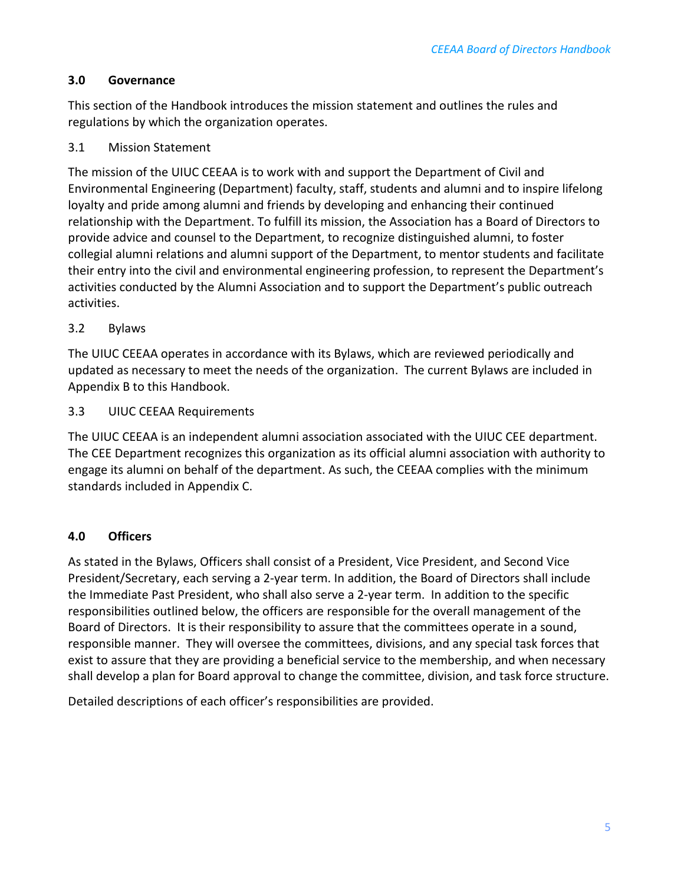## 3.0 Governance

This section of the Handbook introduces the mission statement and outlines the rules and regulations by which the organization operates.

### 3.1 Mission Statement

The mission of the UIUC CEEAA is to work with and support the Department of Civil and Environmental Engineering (Department) faculty, staff, students and alumni and to inspire lifelong loyalty and pride among alumni and friends by developing and enhancing their continued relationship with the Department. To fulfill its mission, the Association has a Board of Directors to provide advice and counsel to the Department, to recognize distinguished alumni, to foster collegial alumni relations and alumni support of the Department, to mentor students and facilitate their entry into the civil and environmental engineering profession, to represent the Department's activities conducted by the Alumni Association and to support the Department's public outreach activities.

### 3.2 Bylaws

The UIUC CEEAA operates in accordance with its Bylaws, which are reviewed periodically and updated as necessary to meet the needs of the organization. The current Bylaws are included in Appendix B to this Handbook.

### 3.3 UIUC CEEAA Requirements

The UIUC CEEAA is an independent alumni association associated with the UIUC CEE department. The CEE Department recognizes this organization as its official alumni association with authority to engage its alumni on behalf of the department. As such, the CEEAA complies with the minimum standards included in Appendix C.

## 4.0 Officers

As stated in the Bylaws, Officers shall consist of a President, Vice President, and Second Vice President/Secretary, each serving a 2-year term. In addition, the Board of Directors shall include the Immediate Past President, who shall also serve a 2-year term. In addition to the specific responsibilities outlined below, the officers are responsible for the overall management of the Board of Directors. It is their responsibility to assure that the committees operate in a sound, responsible manner. They will oversee the committees, divisions, and any special task forces that exist to assure that they are providing a beneficial service to the membership, and when necessary shall develop a plan for Board approval to change the committee, division, and task force structure.

Detailed descriptions of each officer's responsibilities are provided.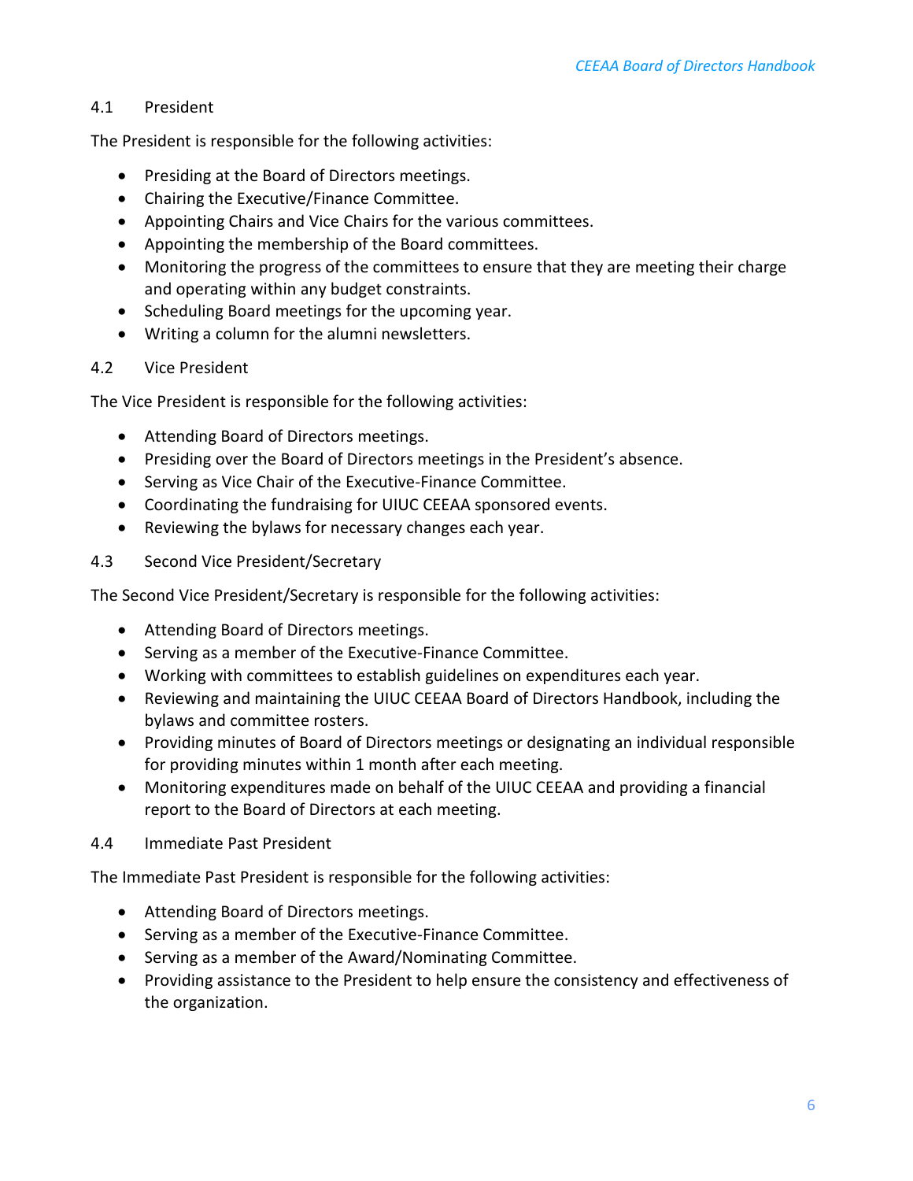### 4.1 President

The President is responsible for the following activities:

- Presiding at the Board of Directors meetings.
- Chairing the Executive/Finance Committee.
- Appointing Chairs and Vice Chairs for the various committees.
- Appointing the membership of the Board committees.
- Monitoring the progress of the committees to ensure that they are meeting their charge and operating within any budget constraints.
- Scheduling Board meetings for the upcoming year.
- Writing a column for the alumni newsletters.

### 4.2 Vice President

The Vice President is responsible for the following activities:

- Attending Board of Directors meetings.
- Presiding over the Board of Directors meetings in the President's absence.
- Serving as Vice Chair of the Executive-Finance Committee.
- Coordinating the fundraising for UIUC CEEAA sponsored events.
- Reviewing the bylaws for necessary changes each year.

### 4.3 Second Vice President/Secretary

The Second Vice President/Secretary is responsible for the following activities:

- Attending Board of Directors meetings.
- Serving as a member of the Executive-Finance Committee.
- Working with committees to establish guidelines on expenditures each year.
- Reviewing and maintaining the UIUC CEEAA Board of Directors Handbook, including the bylaws and committee rosters.
- Providing minutes of Board of Directors meetings or designating an individual responsible for providing minutes within 1 month after each meeting.
- Monitoring expenditures made on behalf of the UIUC CEEAA and providing a financial report to the Board of Directors at each meeting.

### 4.4 Immediate Past President

The Immediate Past President is responsible for the following activities:

- Attending Board of Directors meetings.
- Serving as a member of the Executive-Finance Committee.
- Serving as a member of the Award/Nominating Committee.
- Providing assistance to the President to help ensure the consistency and effectiveness of the organization.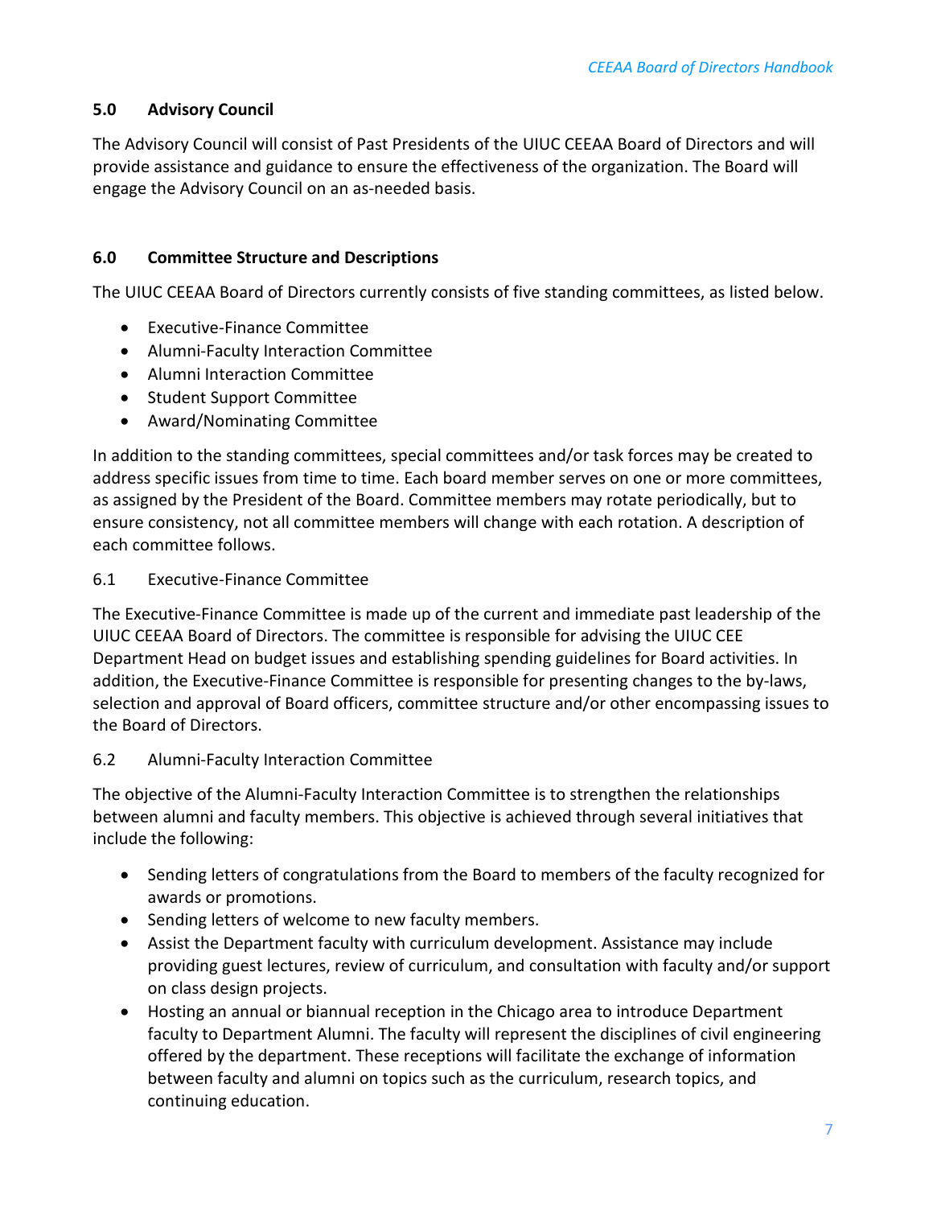## 5.0 Advisory Council

The Advisory Council will consist of Past Presidents of the UIUC CEEAA Board of Directors and will provide assistance and guidance to ensure the effectiveness of the organization. The Board will engage the Advisory Council on an as-needed basis.

## 6.0 Committee Structure and Descriptions

The UIUC CEEAA Board of Directors currently consists of five standing committees, as listed below.

- Executive-Finance Committee
- Alumni-Faculty Interaction Committee
- Alumni Interaction Committee
- Student Support Committee
- Award/Nominating Committee

In addition to the standing committees, special committees and/or task forces may be created to address specific issues from time to time. Each board member serves on one or more committees, as assigned by the President of the Board. Committee members may rotate periodically, but to ensure consistency, not all committee members will change with each rotation. A description of each committee follows.

### 6.1 Executive-Finance Committee

The Executive-Finance Committee is made up of the current and immediate past leadership of the UIUC CEEAA Board of Directors. The committee is responsible for advising the UIUC CEE Department Head on budget issues and establishing spending guidelines for Board activities. In addition, the Executive-Finance Committee is responsible for presenting changes to the by-laws, selection and approval of Board officers, committee structure and/or other encompassing issues to the Board of Directors.

### 6.2 Alumni-Faculty Interaction Committee

The objective of the Alumni-Faculty Interaction Committee is to strengthen the relationships between alumni and faculty members. This objective is achieved through several initiatives that include the following:

- Sending letters of congratulations from the Board to members of the faculty recognized for awards or promotions.
- Sending letters of welcome to new faculty members.
- Assist the Department faculty with curriculum development. Assistance may include providing guest lectures, review of curriculum, and consultation with faculty and/or support on class design projects.
- Hosting an annual or biannual reception in the Chicago area to introduce Department faculty to Department Alumni. The faculty will represent the disciplines of civil engineering offered by the department. These receptions will facilitate the exchange of information between faculty and alumni on topics such as the curriculum, research topics, and continuing education.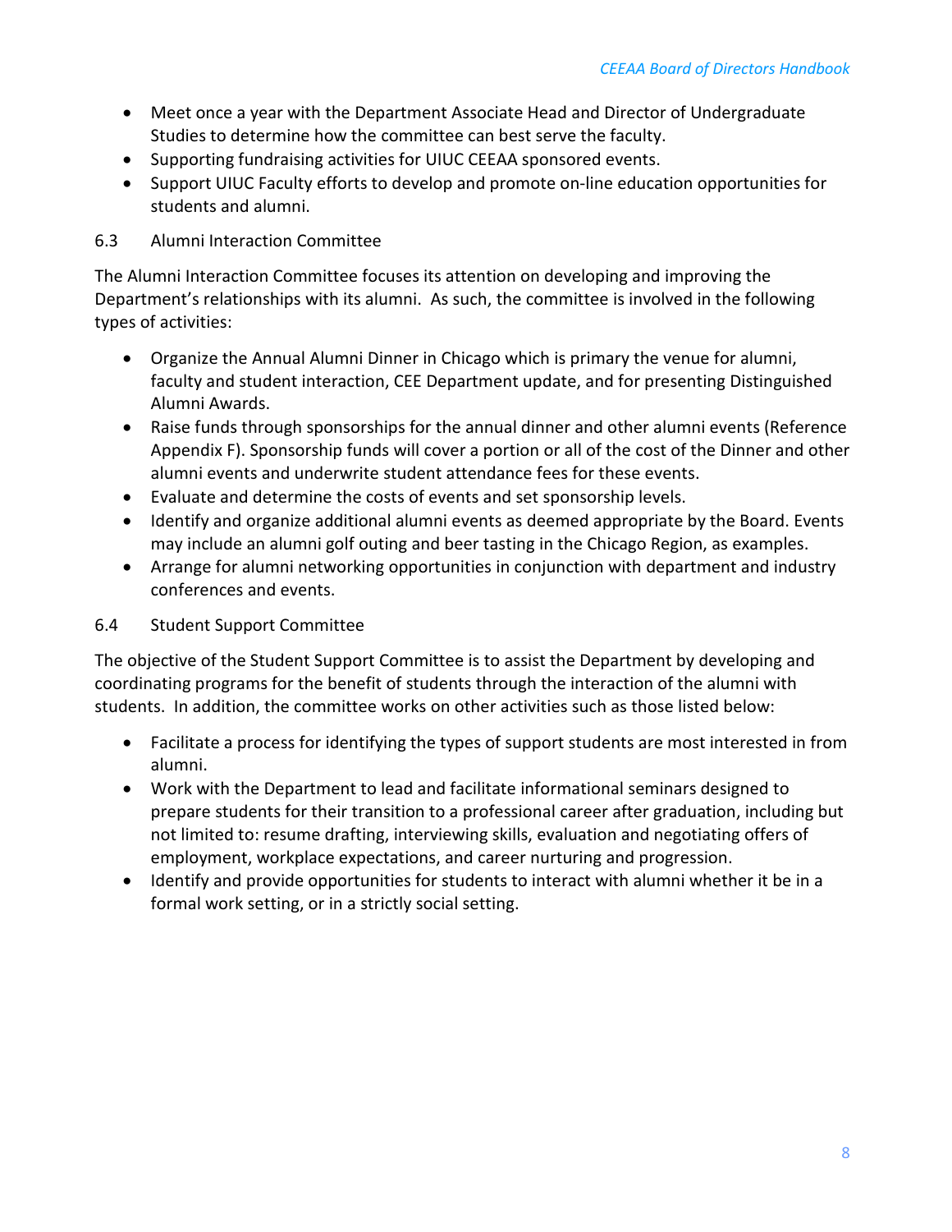- Meet once a year with the Department Associate Head and Director of Undergraduate Studies to determine how the committee can best serve the faculty.
- Supporting fundraising activities for UIUC CEEAA sponsored events.
- Support UIUC Faculty efforts to develop and promote on-line education opportunities for students and alumni.

### 6.3 Alumni Interaction Committee

The Alumni Interaction Committee focuses its attention on developing and improving the Department's relationships with its alumni. As such, the committee is involved in the following types of activities:

- Organize the Annual Alumni Dinner in Chicago which is primary the venue for alumni, faculty and student interaction, CEE Department update, and for presenting Distinguished Alumni Awards.
- Raise funds through sponsorships for the annual dinner and other alumni events (Reference Appendix F). Sponsorship funds will cover a portion or all of the cost of the Dinner and other alumni events and underwrite student attendance fees for these events.
- Evaluate and determine the costs of events and set sponsorship levels.
- Identify and organize additional alumni events as deemed appropriate by the Board. Events may include an alumni golf outing and beer tasting in the Chicago Region, as examples.
- Arrange for alumni networking opportunities in conjunction with department and industry conferences and events.

### 6.4 Student Support Committee

The objective of the Student Support Committee is to assist the Department by developing and coordinating programs for the benefit of students through the interaction of the alumni with students. In addition, the committee works on other activities such as those listed below:

- Facilitate a process for identifying the types of support students are most interested in from alumni.
- Work with the Department to lead and facilitate informational seminars designed to prepare students for their transition to a professional career after graduation, including but not limited to: resume drafting, interviewing skills, evaluation and negotiating offers of employment, workplace expectations, and career nurturing and progression.
- Identify and provide opportunities for students to interact with alumni whether it be in a formal work setting, or in a strictly social setting.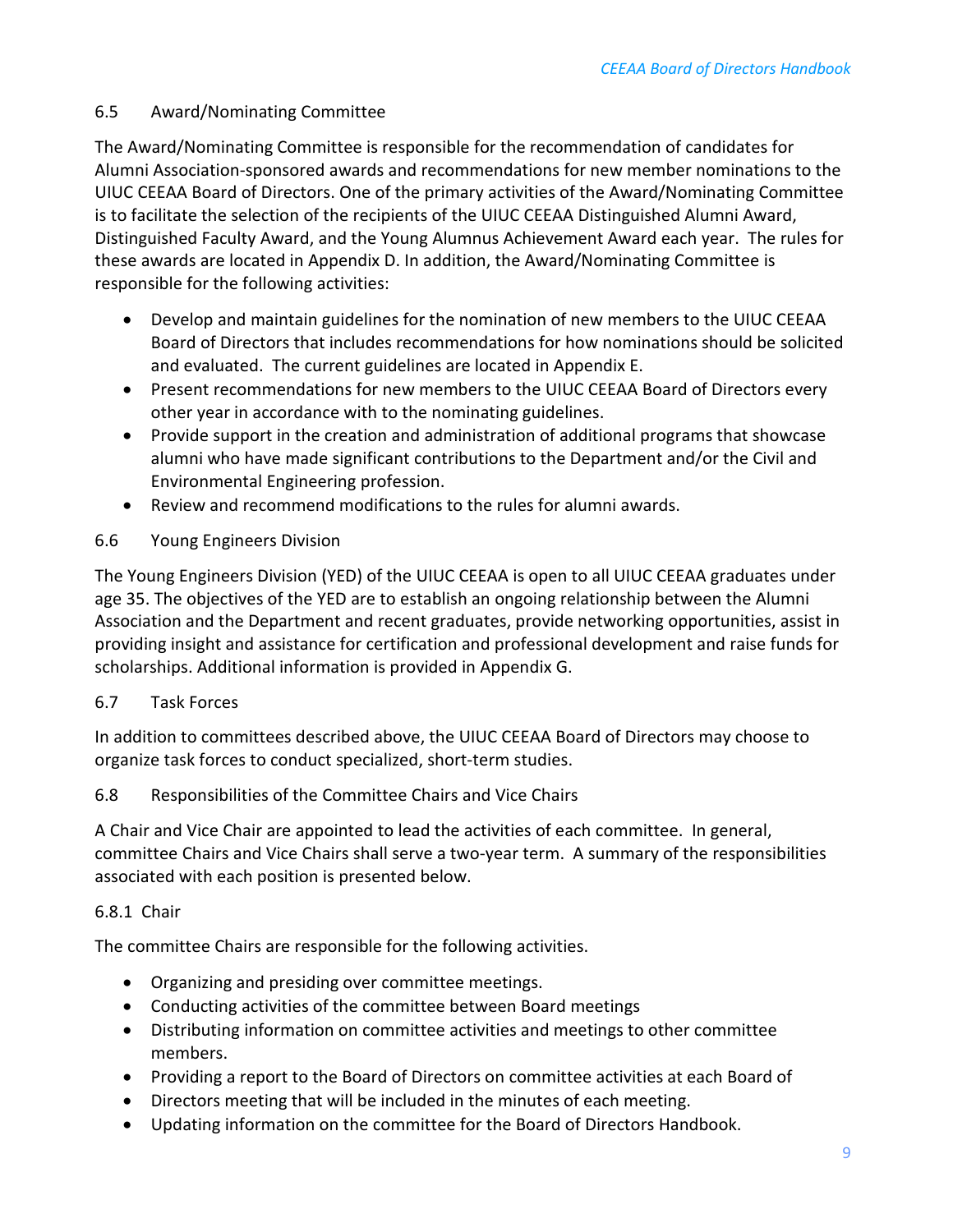## 6.5 Award/Nominating Committee

The Award/Nominating Committee is responsible for the recommendation of candidates for Alumni Association-sponsored awards and recommendations for new member nominations to the UIUC CEEAA Board of Directors. One of the primary activities of the Award/Nominating Committee is to facilitate the selection of the recipients of the UIUC CEEAA Distinguished Alumni Award, Distinguished Faculty Award, and the Young Alumnus Achievement Award each year. The rules for these awards are located in Appendix D. In addition, the Award/Nominating Committee is responsible for the following activities:

- Develop and maintain guidelines for the nomination of new members to the UIUC CEEAA Board of Directors that includes recommendations for how nominations should be solicited and evaluated. The current guidelines are located in Appendix E.
- Present recommendations for new members to the UIUC CEEAA Board of Directors every other year in accordance with to the nominating guidelines.
- Provide support in the creation and administration of additional programs that showcase alumni who have made significant contributions to the Department and/or the Civil and Environmental Engineering profession.
- Review and recommend modifications to the rules for alumni awards.

## 6.6 Young Engineers Division

The Young Engineers Division (YED) of the UIUC CEEAA is open to all UIUC CEEAA graduates under age 35. The objectives of the YED are to establish an ongoing relationship between the Alumni Association and the Department and recent graduates, provide networking opportunities, assist in providing insight and assistance for certification and professional development and raise funds for scholarships. Additional information is provided in Appendix G.

## 6.7 Task Forces

In addition to committees described above, the UIUC CEEAA Board of Directors may choose to organize task forces to conduct specialized, short-term studies.

## 6.8 Responsibilities of the Committee Chairs and Vice Chairs

A Chair and Vice Chair are appointed to lead the activities of each committee. In general, committee Chairs and Vice Chairs shall serve a two-year term. A summary of the responsibilities associated with each position is presented below.

### 6.8.1 Chair

The committee Chairs are responsible for the following activities.

- Organizing and presiding over committee meetings.
- Conducting activities of the committee between Board meetings
- Distributing information on committee activities and meetings to other committee members.
- Providing a report to the Board of Directors on committee activities at each Board of
- Directors meeting that will be included in the minutes of each meeting.
- Updating information on the committee for the Board of Directors Handbook.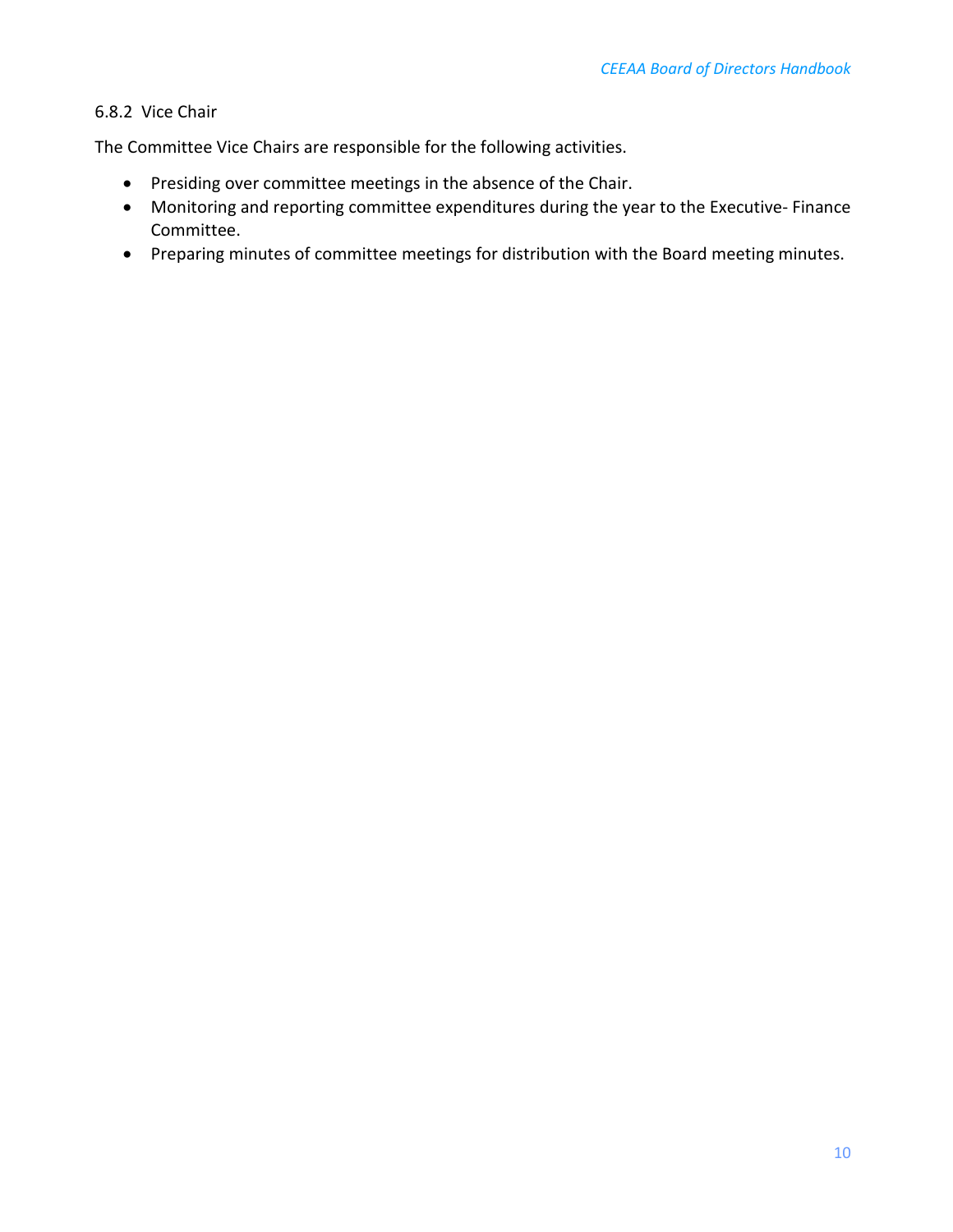### 6.8.2 Vice Chair

The Committee Vice Chairs are responsible for the following activities.

- Presiding over committee meetings in the absence of the Chair.
- Monitoring and reporting committee expenditures during the year to the Executive- Finance Committee.
- Preparing minutes of committee meetings for distribution with the Board meeting minutes.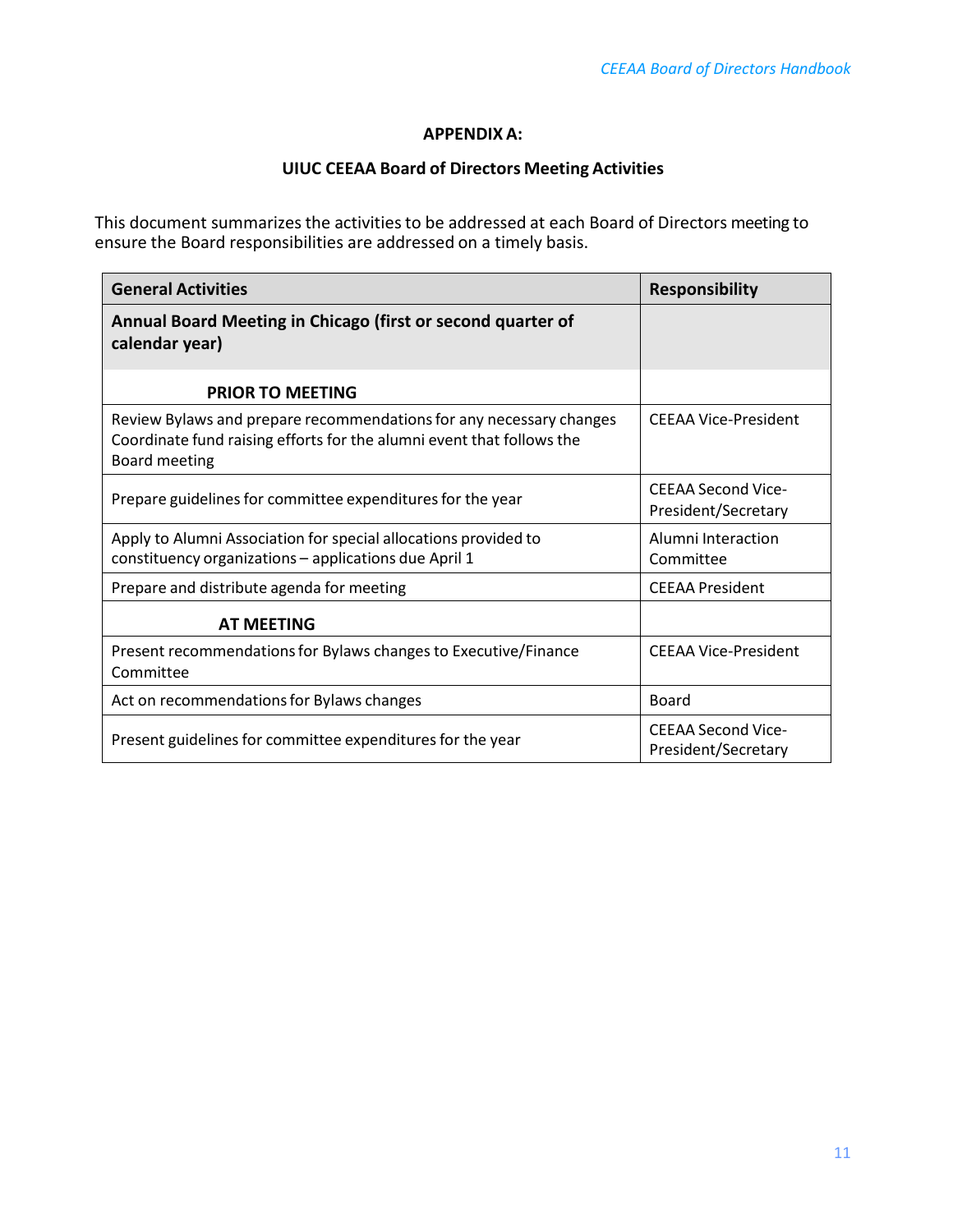**APPENDIX A:**

**UIUC CEEAA Board of Directors Meeting Activities**

This document summarizes the activities to be addressed at each Board of Directors meeting to ensure the Board responsibilities are addressed on a timely basis.

| General Activities | Responsibility |
|---|---|
| **Annual Board Meeting in Chicago (first or second quarter of calendar year)** | |
| **PRIOR TO MEETING** | |
| Review Bylaws and prepare recommendations for any necessary changes<br>Coordinate fund raising efforts for the alumni event that follows the Board meeting | CEEAA Vice-President |
| Prepare guidelines for committee expenditures for the year | CEEAA Second Vice-President/Secretary |
| Apply to Alumni Association for special allocations provided to constituency organizations – applications due April 1 | Alumni Interaction Committee |
| Prepare and distribute agenda for meeting | CEEAA President |
| **AT MEETING** | |
| Present recommendations for Bylaws changes to Executive/Finance Committee | CEEAA Vice-President |
| Act on recommendations for Bylaws changes | Board |
| Present guidelines for committee expenditures for the year | CEEAA Second Vice-President/Secretary |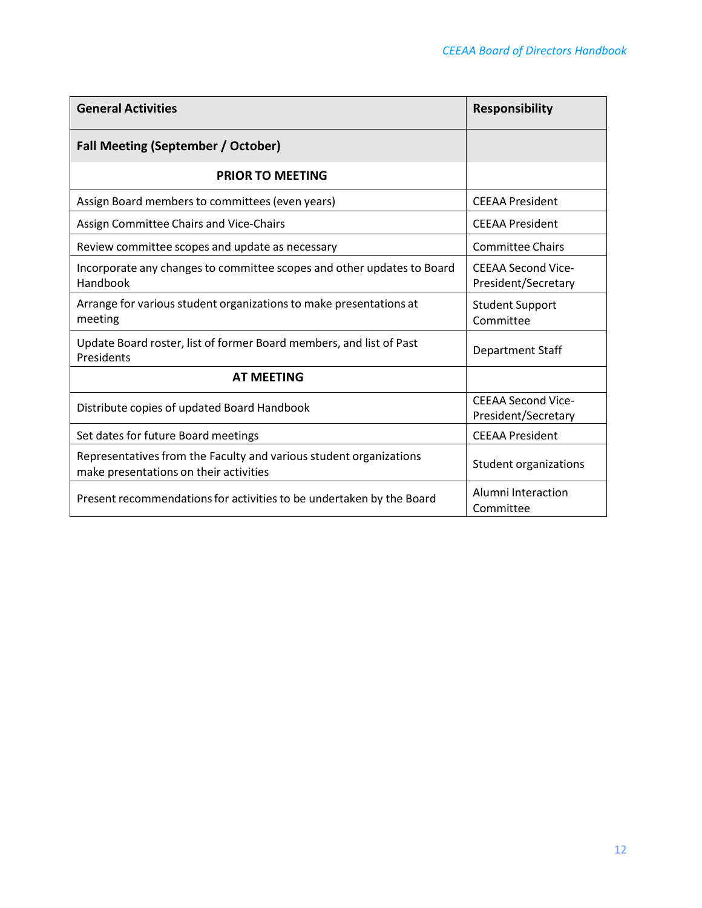| General Activities | Responsibility |
|---|---|
| **Fall Meeting (September / October)** | |
| **PRIOR TO MEETING** | |
| Assign Board members to committees (even years) | CEEAA President |
| Assign Committee Chairs and Vice-Chairs | CEEAA President |
| Review committee scopes and update as necessary | Committee Chairs |
| Incorporate any changes to committee scopes and other updates to Board Handbook | CEEAA Second Vice-President/Secretary |
| Arrange for various student organizations to make presentations at meeting | Student Support Committee |
| Update Board roster, list of former Board members, and list of Past Presidents | Department Staff |
| **AT MEETING** | |
| Distribute copies of updated Board Handbook | CEEAA Second Vice-President/Secretary |
| Set dates for future Board meetings | CEEAA President |
| Representatives from the Faculty and various student organizations make presentations on their activities | Student organizations |
| Present recommendations for activities to be undertaken by the Board | Alumni Interaction Committee |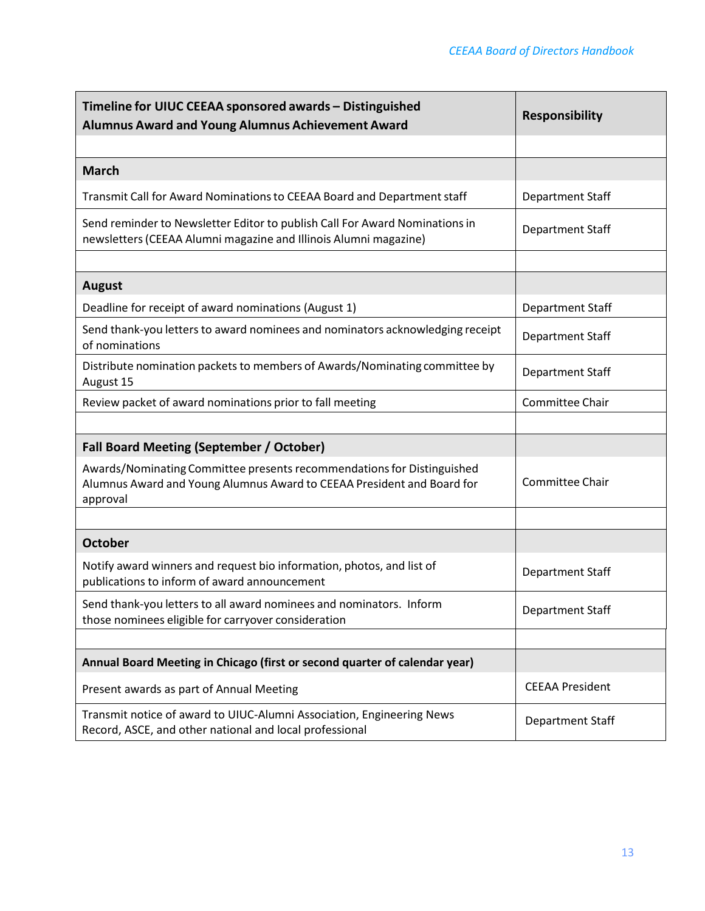| Timeline for UIUC CEEAA sponsored awards – Distinguished Alumnus Award and Young Alumnus Achievement Award | Responsibility |
|---|---|
| | |
| **March** | |
| Transmit Call for Award Nominations to CEEAA Board and Department staff | Department Staff |
| Send reminder to Newsletter Editor to publish Call For Award Nominations in newsletters (CEEAA Alumni magazine and Illinois Alumni magazine) | Department Staff |
| | |
| **August** | |
| Deadline for receipt of award nominations (August 1) | Department Staff |
| Send thank-you letters to award nominees and nominators acknowledging receipt of nominations | Department Staff |
| Distribute nomination packets to members of Awards/Nominating committee by August 15 | Department Staff |
| Review packet of award nominations prior to fall meeting | Committee Chair |
| | |
| **Fall Board Meeting (September / October)** | |
| Awards/Nominating Committee presents recommendations for Distinguished Alumnus Award and Young Alumnus Award to CEEAA President and Board for approval | Committee Chair |
| | |
| **October** | |
| Notify award winners and request bio information, photos, and list of publications to inform of award announcement | Department Staff |
| Send thank-you letters to all award nominees and nominators. Inform those nominees eligible for carryover consideration | Department Staff |
| | |
| **Annual Board Meeting in Chicago (first or second quarter of calendar year)** | |
| Present awards as part of Annual Meeting | CEEAA President |
| Transmit notice of award to UIUC-Alumni Association, Engineering News Record, ASCE, and other national and local professional | Department Staff |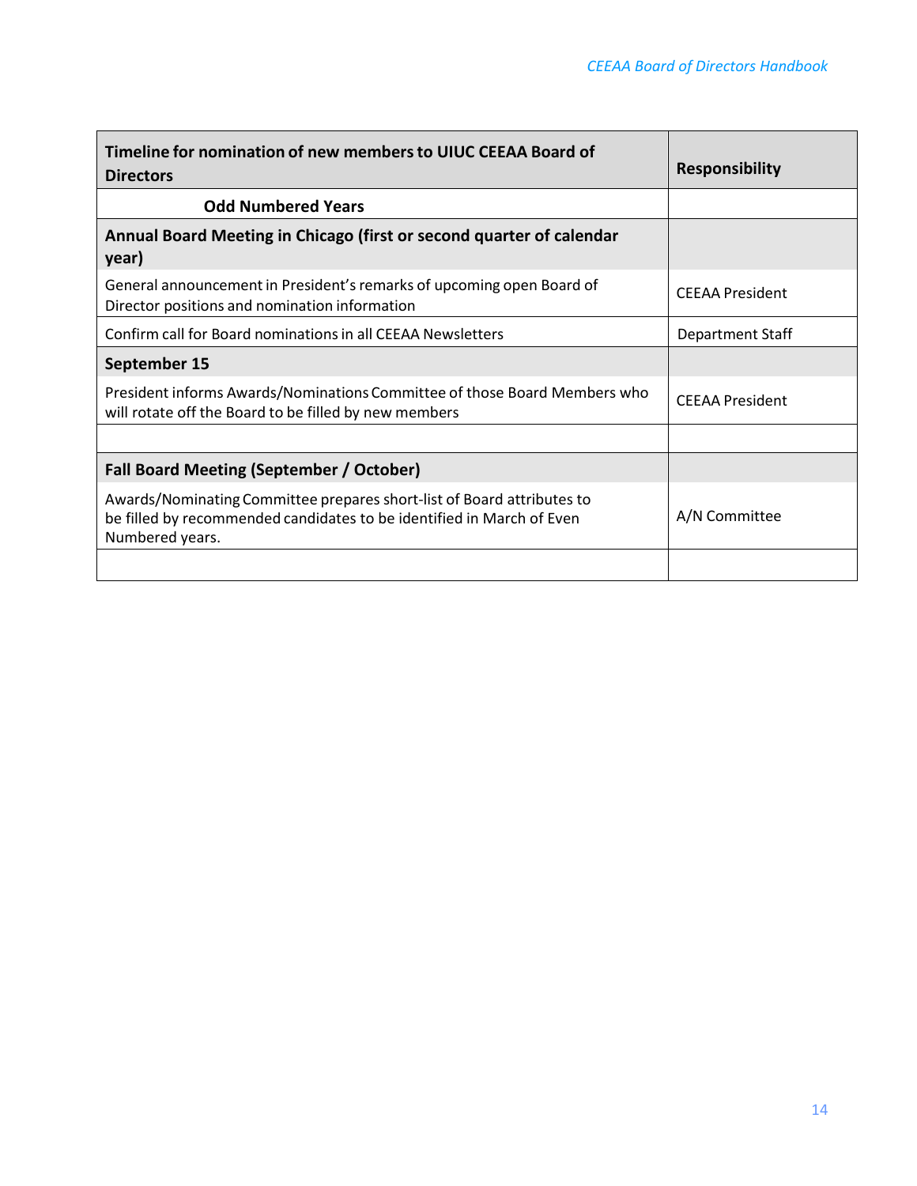| **Timeline for nomination of new members to UIUC CEEAA Board of Directors** | **Responsibility** |
|---|---|
| **Odd Numbered Years** | |
| **Annual Board Meeting in Chicago (first or second quarter of calendar year)** | |
| General announcement in President's remarks of upcoming open Board of Director positions and nomination information | CEEAA President |
| Confirm call for Board nominations in all CEEAA Newsletters | Department Staff |
| **September 15** | |
| President informs Awards/Nominations Committee of those Board Members who will rotate off the Board to be filled by new members | CEEAA President |
| | |
| **Fall Board Meeting (September / October)** | |
| Awards/Nominating Committee prepares short-list of Board attributes to be filled by recommended candidates to be identified in March of Even Numbered years. | A/N Committee |
| | |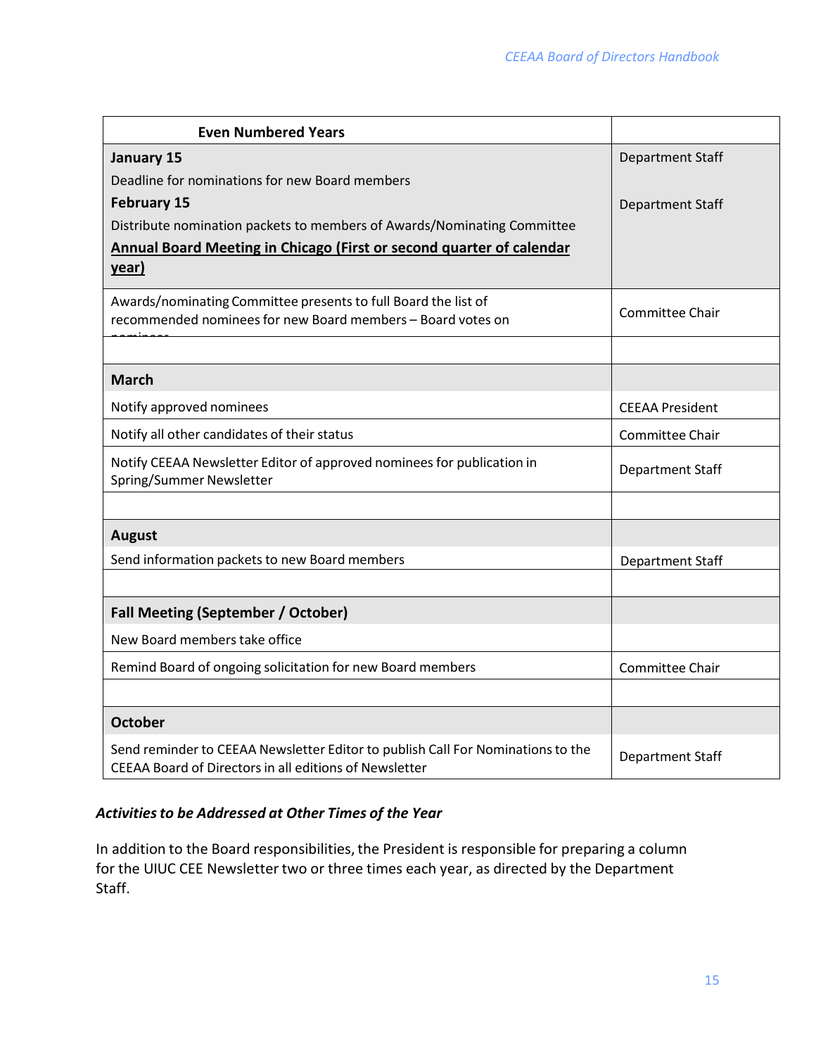| Even Numbered Years | |
|---|---|
| **January 15** | Department Staff |
| Deadline for nominations for new Board members | |
| **February 15** | Department Staff |
| Distribute nomination packets to members of Awards/Nominating Committee | |
| **<u>Annual Board Meeting in Chicago (First or second quarter of calendar year)</u>** | |
| Awards/nominating Committee presents to full Board the list of recommended nominees for new Board members – Board votes on nominees | Committee Chair |
| | |
| **March** | |
| Notify approved nominees | CEEAA President |
| Notify all other candidates of their status | Committee Chair |
| Notify CEEAA Newsletter Editor of approved nominees for publication in Spring/Summer Newsletter | Department Staff |
| | |
| **August** | |
| Send information packets to new Board members | Department Staff |
| | |
| **Fall Meeting (September / October)** | |
| New Board members take office | |
| Remind Board of ongoing solicitation for new Board members | Committee Chair |
| | |
| **October** | |
| Send reminder to CEEAA Newsletter Editor to publish Call For Nominations to the CEEAA Board of Directors in all editions of Newsletter | Department Staff |

### *Activities to be Addressed at Other Times of the Year*

In addition to the Board responsibilities, the President is responsible for preparing a column for the UIUC CEE Newsletter two or three times each year, as directed by the Department Staff.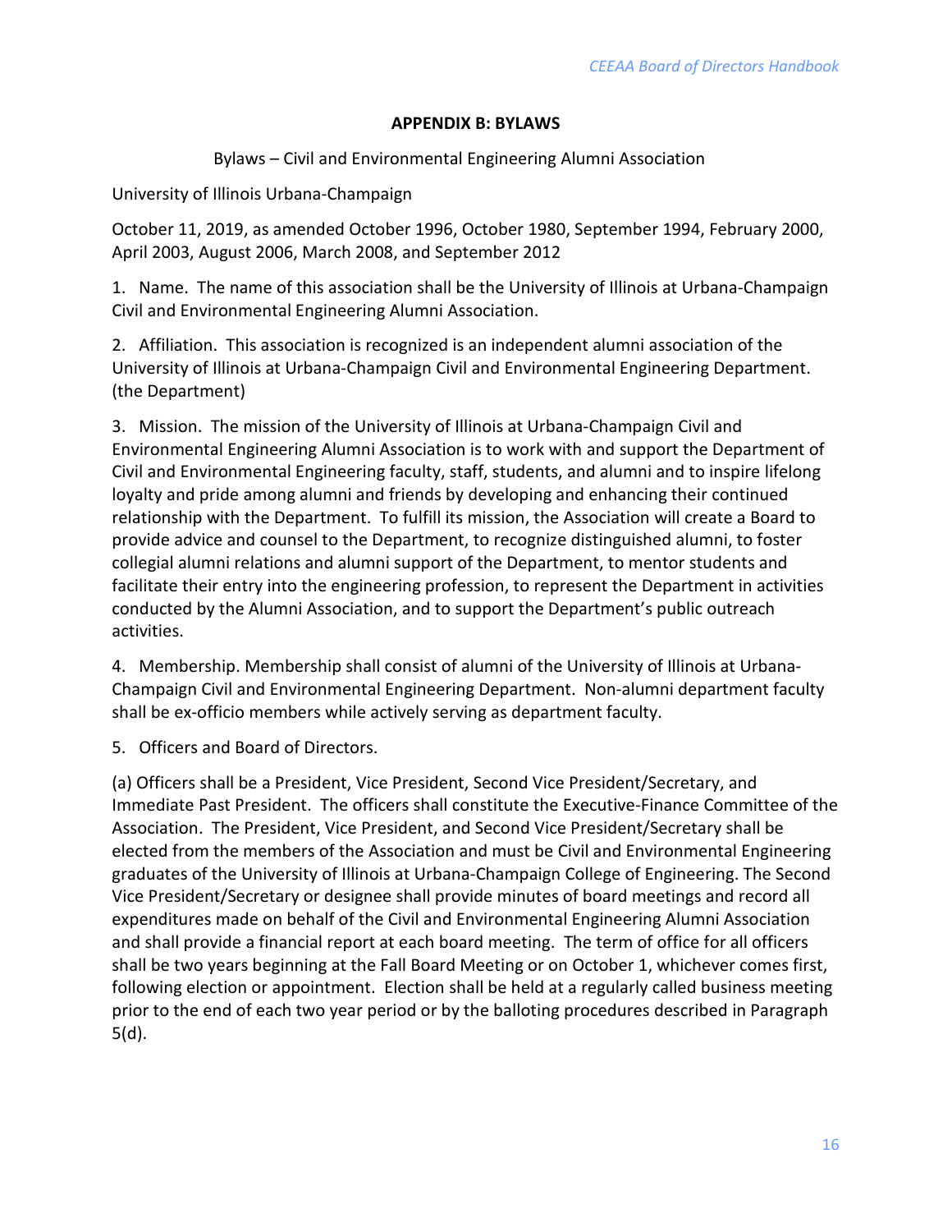## APPENDIX B: BYLAWS

Bylaws – Civil and Environmental Engineering Alumni Association

University of Illinois Urbana-Champaign

October 11, 2019, as amended October 1996, October 1980, September 1994, February 2000, April 2003, August 2006, March 2008, and September 2012

1. Name. The name of this association shall be the University of Illinois at Urbana-Champaign Civil and Environmental Engineering Alumni Association.

2. Affiliation. This association is recognized is an independent alumni association of the University of Illinois at Urbana-Champaign Civil and Environmental Engineering Department. (the Department)

3. Mission. The mission of the University of Illinois at Urbana-Champaign Civil and Environmental Engineering Alumni Association is to work with and support the Department of Civil and Environmental Engineering faculty, staff, students, and alumni and to inspire lifelong loyalty and pride among alumni and friends by developing and enhancing their continued relationship with the Department. To fulfill its mission, the Association will create a Board to provide advice and counsel to the Department, to recognize distinguished alumni, to foster collegial alumni relations and alumni support of the Department, to mentor students and facilitate their entry into the engineering profession, to represent the Department in activities conducted by the Alumni Association, and to support the Department's public outreach activities.

4. Membership. Membership shall consist of alumni of the University of Illinois at Urbana-Champaign Civil and Environmental Engineering Department. Non-alumni department faculty shall be ex-officio members while actively serving as department faculty.

5. Officers and Board of Directors.

(a) Officers shall be a President, Vice President, Second Vice President/Secretary, and Immediate Past President. The officers shall constitute the Executive-Finance Committee of the Association. The President, Vice President, and Second Vice President/Secretary shall be elected from the members of the Association and must be Civil and Environmental Engineering graduates of the University of Illinois at Urbana-Champaign College of Engineering. The Second Vice President/Secretary or designee shall provide minutes of board meetings and record all expenditures made on behalf of the Civil and Environmental Engineering Alumni Association and shall provide a financial report at each board meeting. The term of office for all officers shall be two years beginning at the Fall Board Meeting or on October 1, whichever comes first, following election or appointment. Election shall be held at a regularly called business meeting prior to the end of each two year period or by the balloting procedures described in Paragraph 5(d).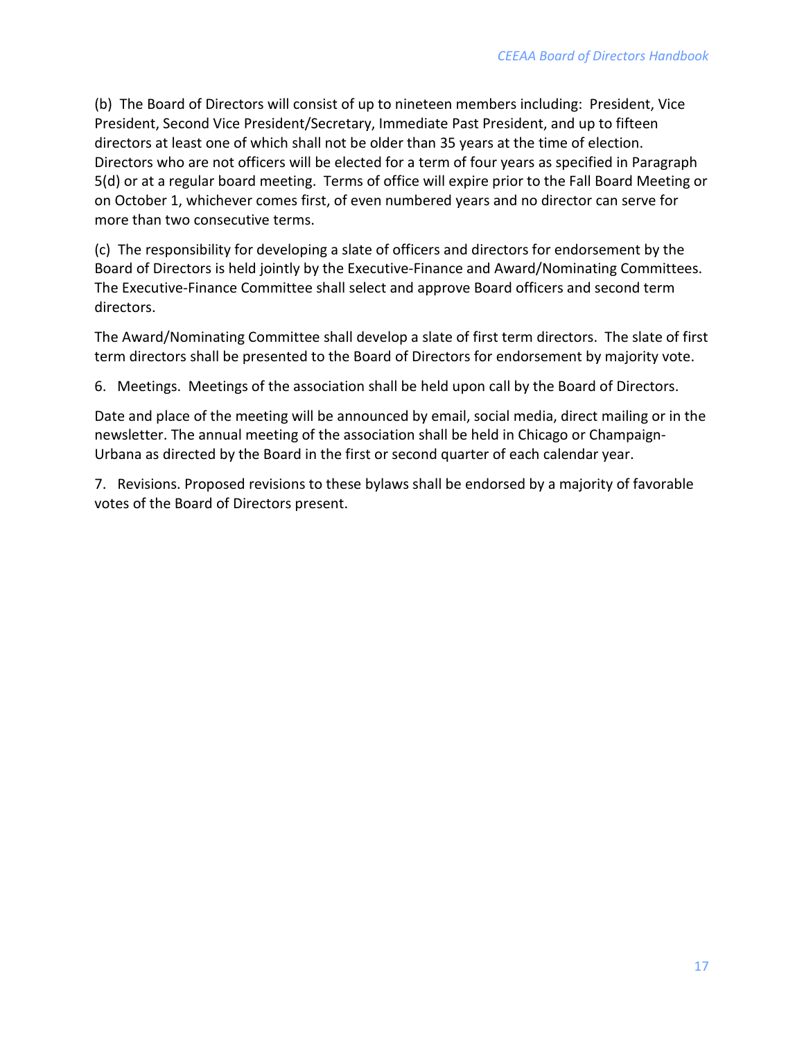(b) The Board of Directors will consist of up to nineteen members including: President, Vice President, Second Vice President/Secretary, Immediate Past President, and up to fifteen directors at least one of which shall not be older than 35 years at the time of election. Directors who are not officers will be elected for a term of four years as specified in Paragraph 5(d) or at a regular board meeting. Terms of office will expire prior to the Fall Board Meeting or on October 1, whichever comes first, of even numbered years and no director can serve for more than two consecutive terms.

(c) The responsibility for developing a slate of officers and directors for endorsement by the Board of Directors is held jointly by the Executive-Finance and Award/Nominating Committees. The Executive-Finance Committee shall select and approve Board officers and second term directors.

The Award/Nominating Committee shall develop a slate of first term directors. The slate of first term directors shall be presented to the Board of Directors for endorsement by majority vote.

6. Meetings. Meetings of the association shall be held upon call by the Board of Directors.

Date and place of the meeting will be announced by email, social media, direct mailing or in the newsletter. The annual meeting of the association shall be held in Chicago or Champaign-Urbana as directed by the Board in the first or second quarter of each calendar year.

7. Revisions. Proposed revisions to these bylaws shall be endorsed by a majority of favorable votes of the Board of Directors present.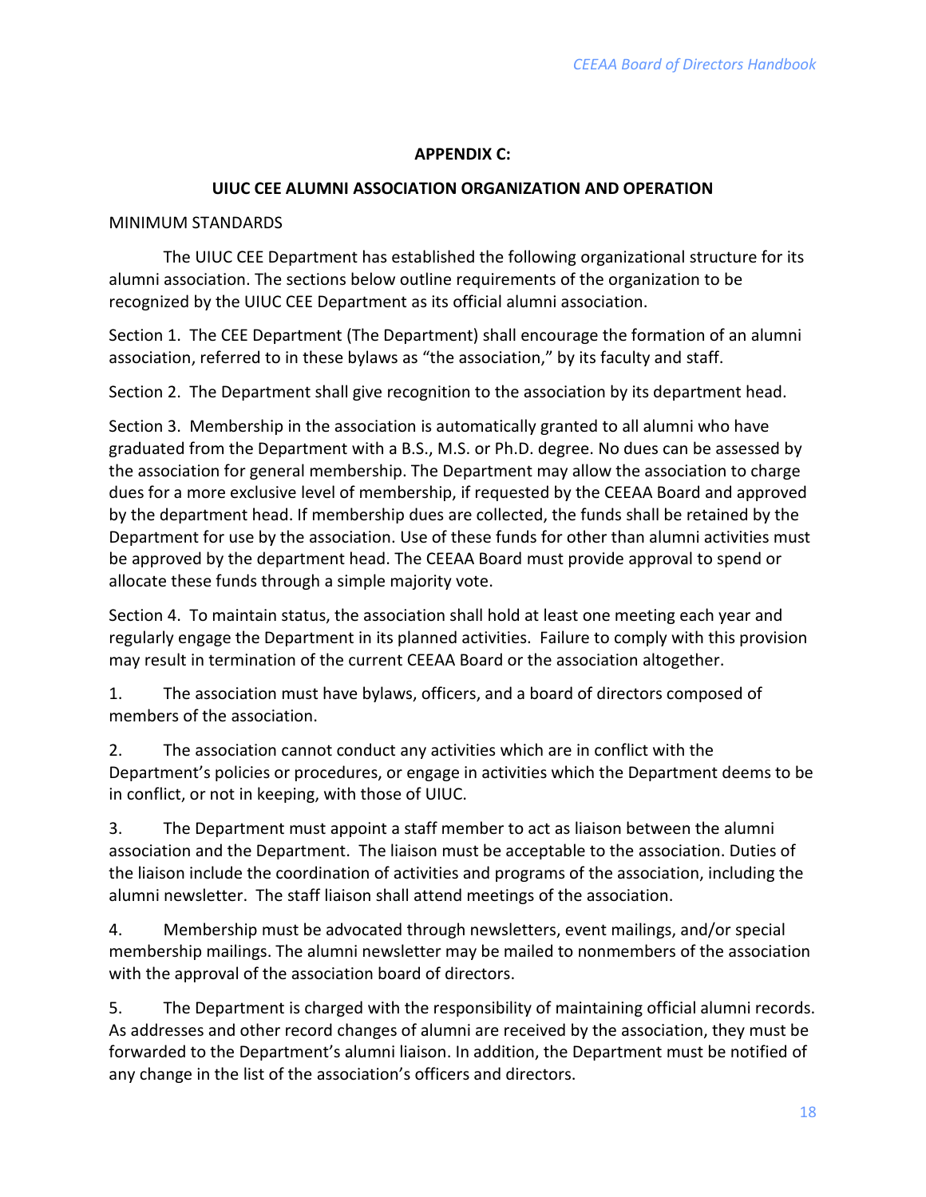## APPENDIX C:

## UIUC CEE ALUMNI ASSOCIATION ORGANIZATION AND OPERATION

MINIMUM STANDARDS

The UIUC CEE Department has established the following organizational structure for its alumni association. The sections below outline requirements of the organization to be recognized by the UIUC CEE Department as its official alumni association.

Section 1. The CEE Department (The Department) shall encourage the formation of an alumni association, referred to in these bylaws as "the association," by its faculty and staff.

Section 2. The Department shall give recognition to the association by its department head.

Section 3. Membership in the association is automatically granted to all alumni who have graduated from the Department with a B.S., M.S. or Ph.D. degree. No dues can be assessed by the association for general membership. The Department may allow the association to charge dues for a more exclusive level of membership, if requested by the CEEAA Board and approved by the department head. If membership dues are collected, the funds shall be retained by the Department for use by the association. Use of these funds for other than alumni activities must be approved by the department head. The CEEAA Board must provide approval to spend or allocate these funds through a simple majority vote.

Section 4. To maintain status, the association shall hold at least one meeting each year and regularly engage the Department in its planned activities. Failure to comply with this provision may result in termination of the current CEEAA Board or the association altogether.

1. The association must have bylaws, officers, and a board of directors composed of members of the association.

2. The association cannot conduct any activities which are in conflict with the Department's policies or procedures, or engage in activities which the Department deems to be in conflict, or not in keeping, with those of UIUC.

3. The Department must appoint a staff member to act as liaison between the alumni association and the Department. The liaison must be acceptable to the association. Duties of the liaison include the coordination of activities and programs of the association, including the alumni newsletter. The staff liaison shall attend meetings of the association.

4. Membership must be advocated through newsletters, event mailings, and/or special membership mailings. The alumni newsletter may be mailed to nonmembers of the association with the approval of the association board of directors.

5. The Department is charged with the responsibility of maintaining official alumni records. As addresses and other record changes of alumni are received by the association, they must be forwarded to the Department's alumni liaison. In addition, the Department must be notified of any change in the list of the association's officers and directors.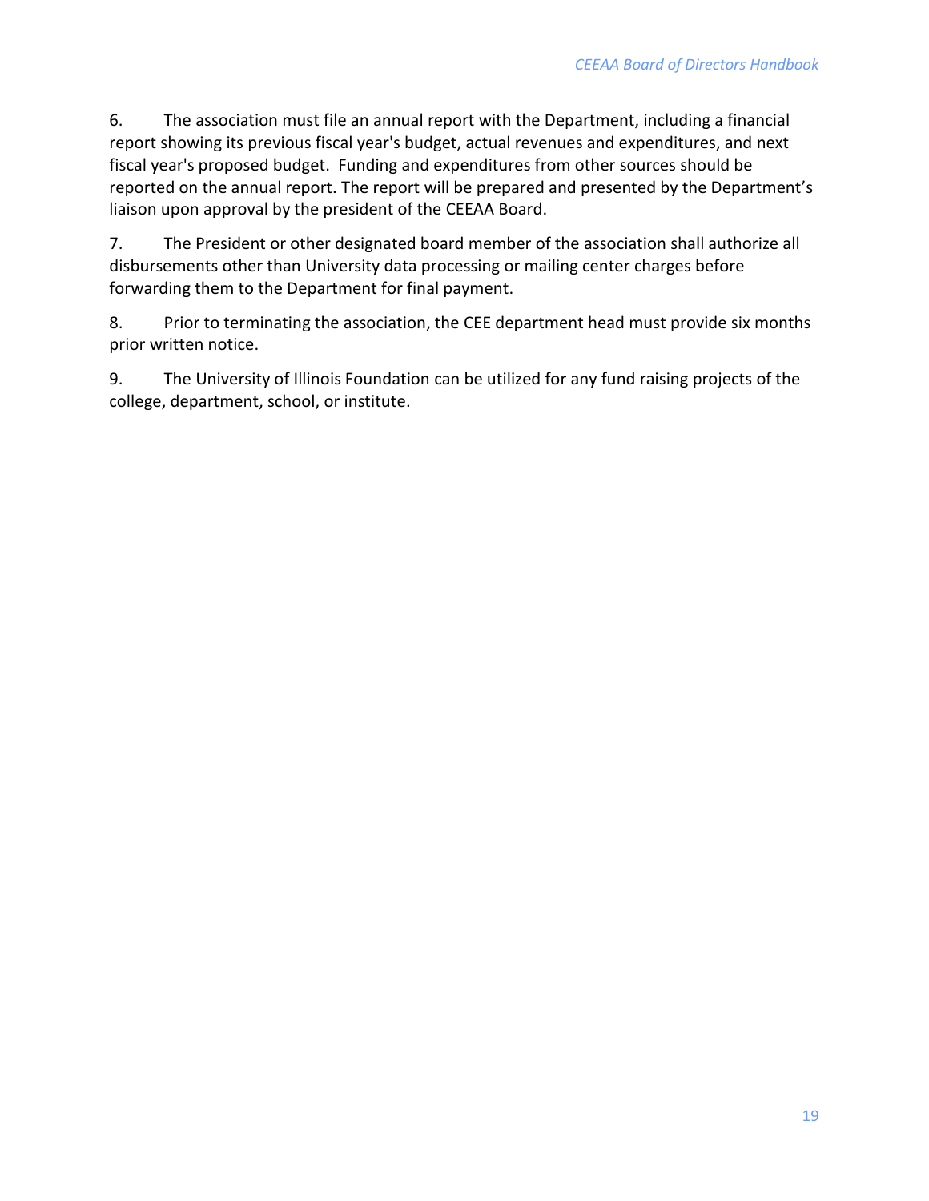6. The association must file an annual report with the Department, including a financial report showing its previous fiscal year's budget, actual revenues and expenditures, and next fiscal year's proposed budget. Funding and expenditures from other sources should be reported on the annual report. The report will be prepared and presented by the Department's liaison upon approval by the president of the CEEAA Board.

7. The President or other designated board member of the association shall authorize all disbursements other than University data processing or mailing center charges before forwarding them to the Department for final payment.

8. Prior to terminating the association, the CEE department head must provide six months prior written notice.

9. The University of Illinois Foundation can be utilized for any fund raising projects of the college, department, school, or institute.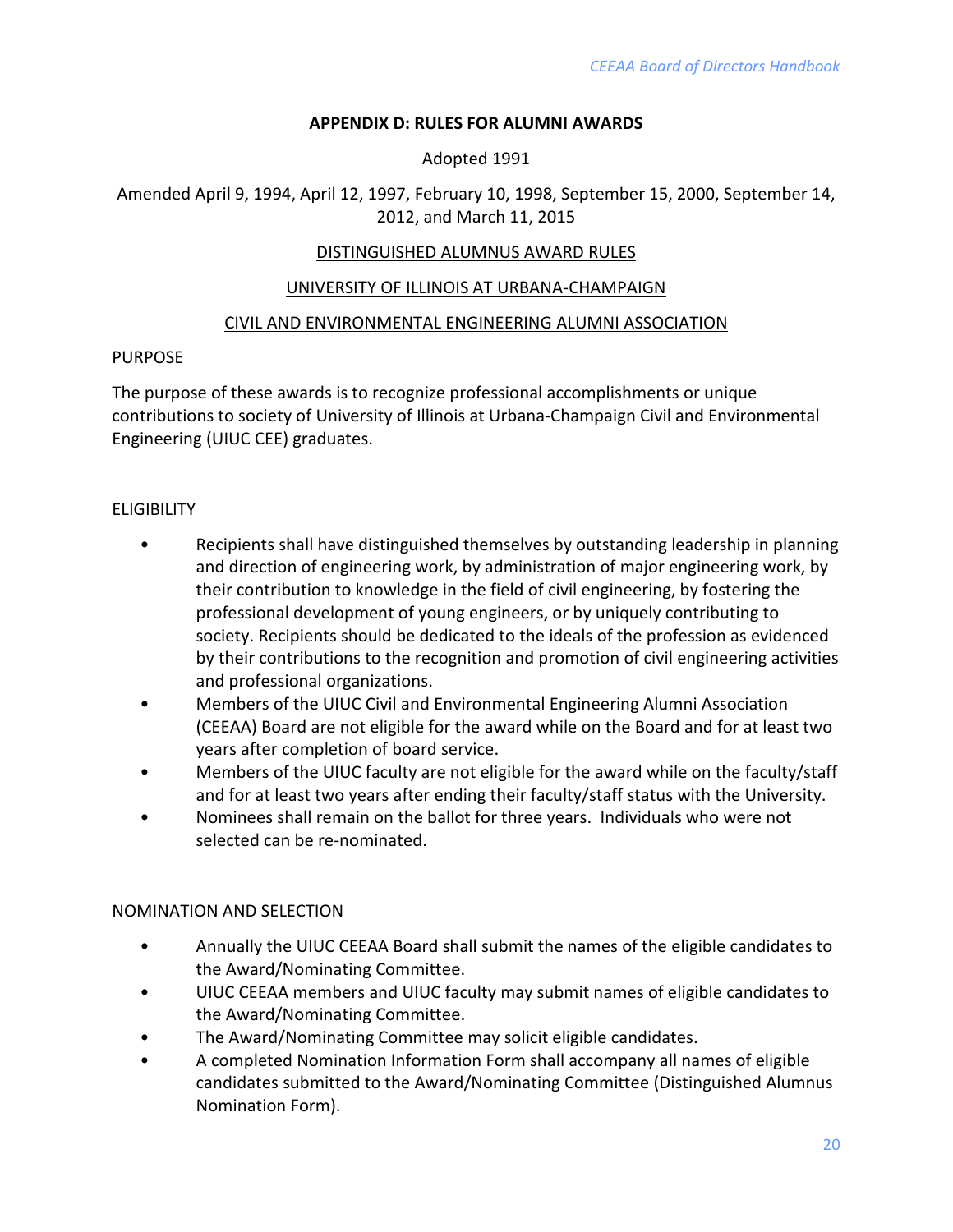## APPENDIX D: RULES FOR ALUMNI AWARDS

Adopted 1991

Amended April 9, 1994, April 12, 1997, February 10, 1998, September 15, 2000, September 14, 2012, and March 11, 2015

### DISTINGUISHED ALUMNUS AWARD RULES

### UNIVERSITY OF ILLINOIS AT URBANA-CHAMPAIGN

### CIVIL AND ENVIRONMENTAL ENGINEERING ALUMNI ASSOCIATION

PURPOSE

The purpose of these awards is to recognize professional accomplishments or unique contributions to society of University of Illinois at Urbana-Champaign Civil and Environmental Engineering (UIUC CEE) graduates.

ELIGIBILITY

- Recipients shall have distinguished themselves by outstanding leadership in planning and direction of engineering work, by administration of major engineering work, by their contribution to knowledge in the field of civil engineering, by fostering the professional development of young engineers, or by uniquely contributing to society. Recipients should be dedicated to the ideals of the profession as evidenced by their contributions to the recognition and promotion of civil engineering activities and professional organizations.
- Members of the UIUC Civil and Environmental Engineering Alumni Association (CEEAA) Board are not eligible for the award while on the Board and for at least two years after completion of board service.
- Members of the UIUC faculty are not eligible for the award while on the faculty/staff and for at least two years after ending their faculty/staff status with the University.
- Nominees shall remain on the ballot for three years. Individuals who were not selected can be re-nominated.

NOMINATION AND SELECTION

- Annually the UIUC CEEAA Board shall submit the names of the eligible candidates to the Award/Nominating Committee.
- UIUC CEEAA members and UIUC faculty may submit names of eligible candidates to the Award/Nominating Committee.
- The Award/Nominating Committee may solicit eligible candidates.
- A completed Nomination Information Form shall accompany all names of eligible candidates submitted to the Award/Nominating Committee (Distinguished Alumnus Nomination Form).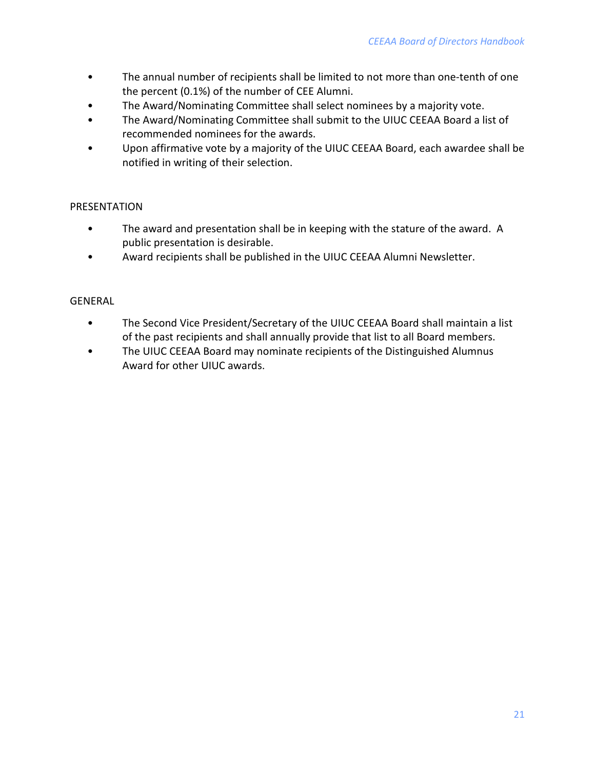- The annual number of recipients shall be limited to not more than one-tenth of one the percent (0.1%) of the number of CEE Alumni.
- The Award/Nominating Committee shall select nominees by a majority vote.
- The Award/Nominating Committee shall submit to the UIUC CEEAA Board a list of recommended nominees for the awards.
- Upon affirmative vote by a majority of the UIUC CEEAA Board, each awardee shall be notified in writing of their selection.

PRESENTATION

- The award and presentation shall be in keeping with the stature of the award. A public presentation is desirable.
- Award recipients shall be published in the UIUC CEEAA Alumni Newsletter.

GENERAL

- The Second Vice President/Secretary of the UIUC CEEAA Board shall maintain a list of the past recipients and shall annually provide that list to all Board members.
- The UIUC CEEAA Board may nominate recipients of the Distinguished Alumnus Award for other UIUC awards.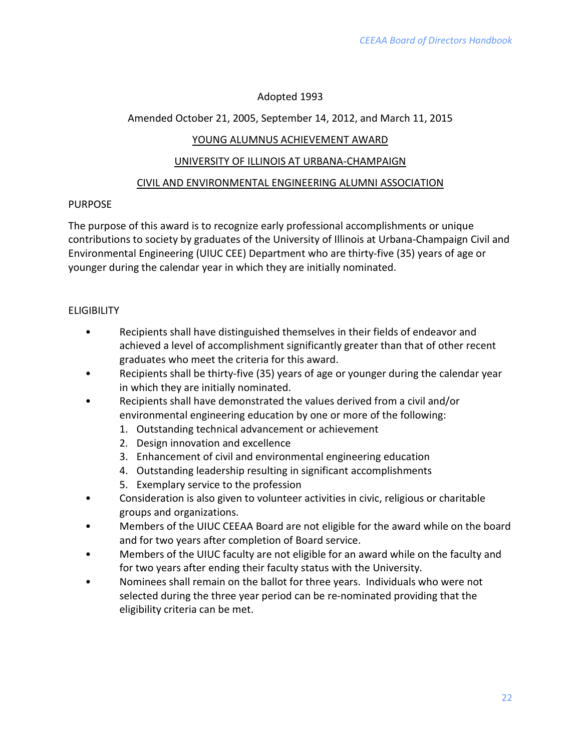Adopted 1993

Amended October 21, 2005, September 14, 2012, and March 11, 2015

## YOUNG ALUMNUS ACHIEVEMENT AWARD

## UNIVERSITY OF ILLINOIS AT URBANA-CHAMPAIGN

## CIVIL AND ENVIRONMENTAL ENGINEERING ALUMNI ASSOCIATION

### PURPOSE

The purpose of this award is to recognize early professional accomplishments or unique contributions to society by graduates of the University of Illinois at Urbana-Champaign Civil and Environmental Engineering (UIUC CEE) Department who are thirty-five (35) years of age or younger during the calendar year in which they are initially nominated.

### ELIGIBILITY

- Recipients shall have distinguished themselves in their fields of endeavor and achieved a level of accomplishment significantly greater than that of other recent graduates who meet the criteria for this award.
- Recipients shall be thirty-five (35) years of age or younger during the calendar year in which they are initially nominated.
- Recipients shall have demonstrated the values derived from a civil and/or environmental engineering education by one or more of the following:
  1. Outstanding technical advancement or achievement
  2. Design innovation and excellence
  3. Enhancement of civil and environmental engineering education
  4. Outstanding leadership resulting in significant accomplishments
  5. Exemplary service to the profession
- Consideration is also given to volunteer activities in civic, religious or charitable groups and organizations.
- Members of the UIUC CEEAA Board are not eligible for the award while on the board and for two years after completion of Board service.
- Members of the UIUC faculty are not eligible for an award while on the faculty and for two years after ending their faculty status with the University.
- Nominees shall remain on the ballot for three years. Individuals who were not selected during the three year period can be re-nominated providing that the eligibility criteria can be met.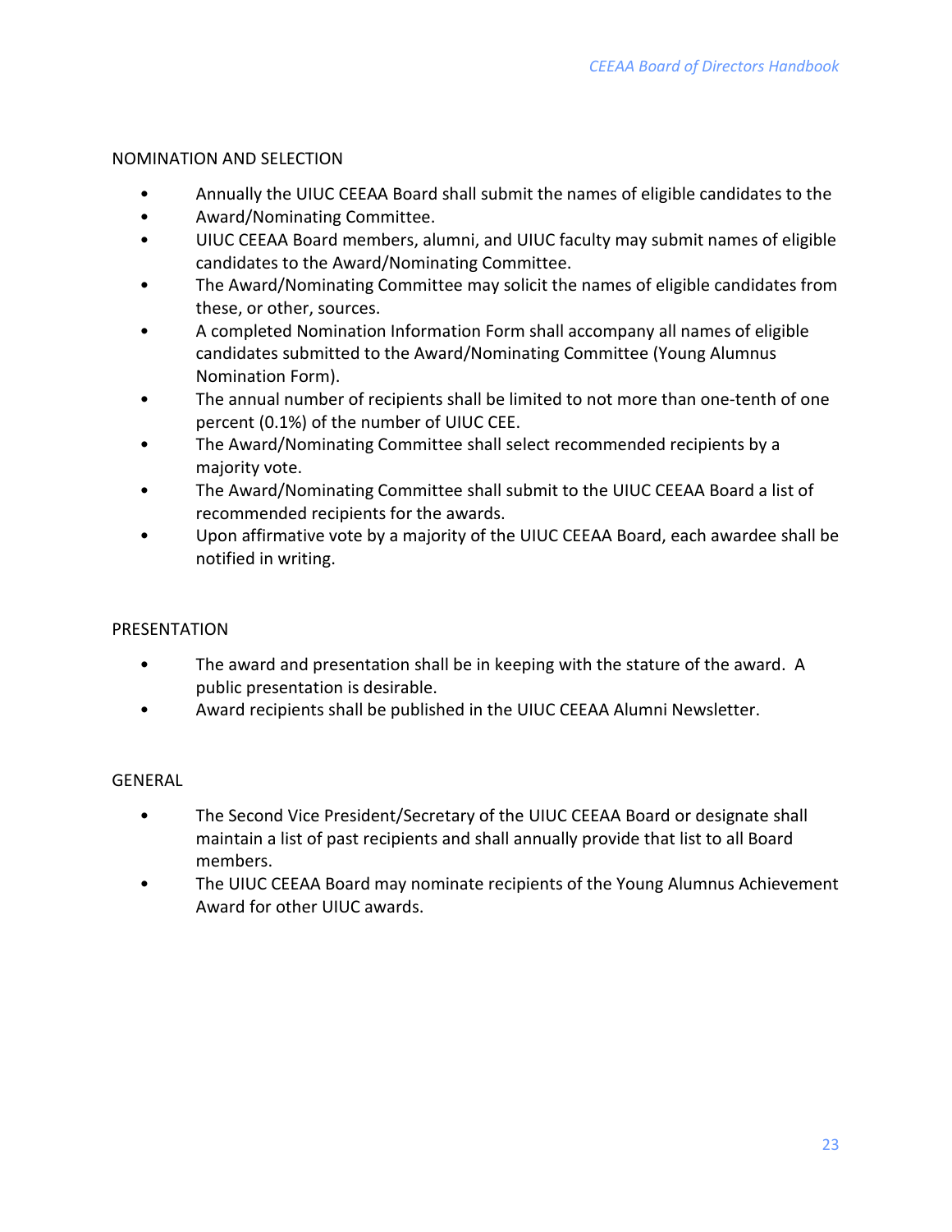NOMINATION AND SELECTION

- Annually the UIUC CEEAA Board shall submit the names of eligible candidates to the
- Award/Nominating Committee.
- UIUC CEEAA Board members, alumni, and UIUC faculty may submit names of eligible candidates to the Award/Nominating Committee.
- The Award/Nominating Committee may solicit the names of eligible candidates from these, or other, sources.
- A completed Nomination Information Form shall accompany all names of eligible candidates submitted to the Award/Nominating Committee (Young Alumnus Nomination Form).
- The annual number of recipients shall be limited to not more than one-tenth of one percent (0.1%) of the number of UIUC CEE.
- The Award/Nominating Committee shall select recommended recipients by a majority vote.
- The Award/Nominating Committee shall submit to the UIUC CEEAA Board a list of recommended recipients for the awards.
- Upon affirmative vote by a majority of the UIUC CEEAA Board, each awardee shall be notified in writing.

PRESENTATION

- The award and presentation shall be in keeping with the stature of the award. A public presentation is desirable.
- Award recipients shall be published in the UIUC CEEAA Alumni Newsletter.

GENERAL

- The Second Vice President/Secretary of the UIUC CEEAA Board or designate shall maintain a list of past recipients and shall annually provide that list to all Board members.
- The UIUC CEEAA Board may nominate recipients of the Young Alumnus Achievement Award for other UIUC awards.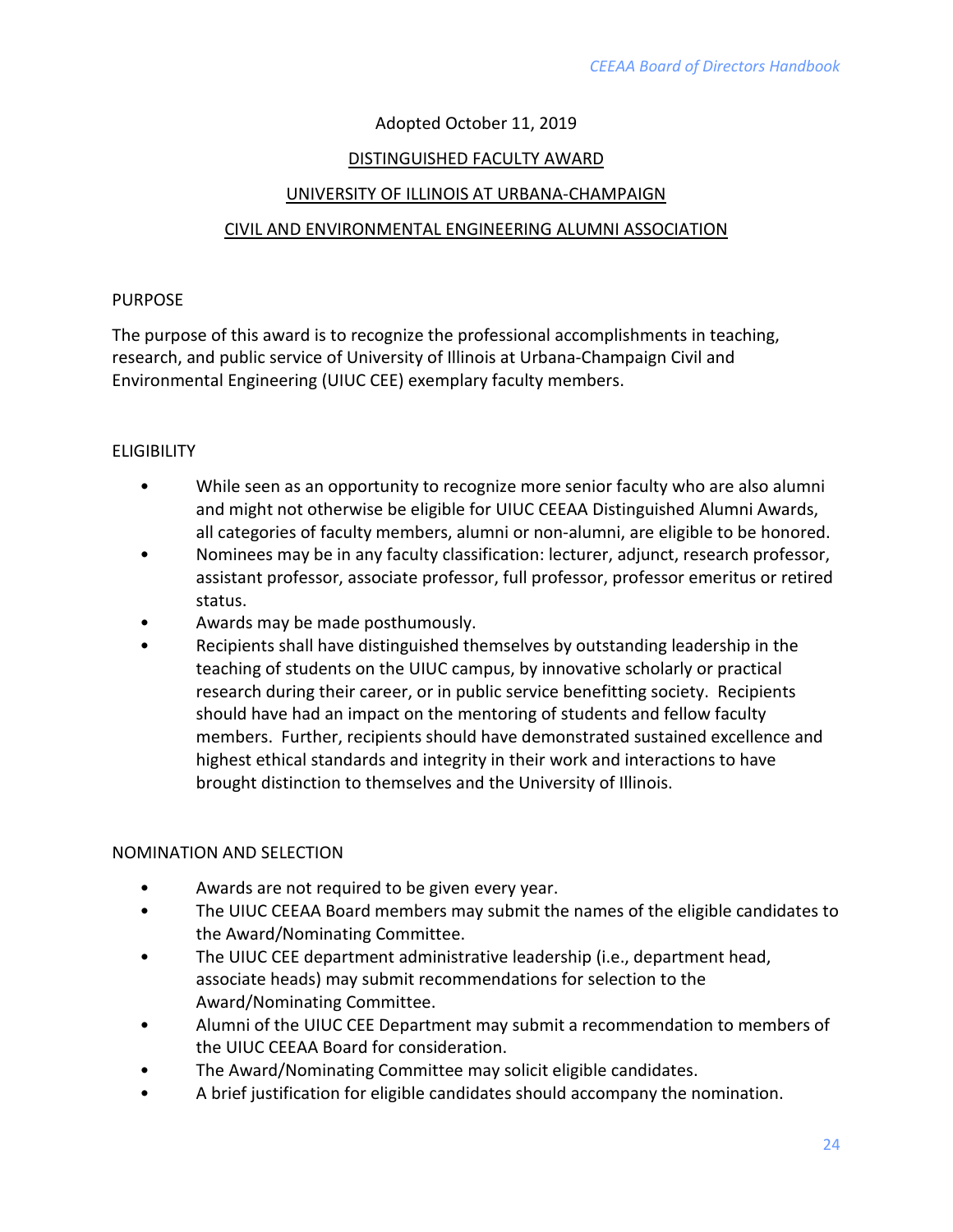Adopted October 11, 2019

# DISTINGUISHED FACULTY AWARD

# UNIVERSITY OF ILLINOIS AT URBANA-CHAMPAIGN

# CIVIL AND ENVIRONMENTAL ENGINEERING ALUMNI ASSOCIATION

## PURPOSE

The purpose of this award is to recognize the professional accomplishments in teaching, research, and public service of University of Illinois at Urbana-Champaign Civil and Environmental Engineering (UIUC CEE) exemplary faculty members.

## ELIGIBILITY

- While seen as an opportunity to recognize more senior faculty who are also alumni and might not otherwise be eligible for UIUC CEEAA Distinguished Alumni Awards, all categories of faculty members, alumni or non-alumni, are eligible to be honored.
- Nominees may be in any faculty classification: lecturer, adjunct, research professor, assistant professor, associate professor, full professor, professor emeritus or retired status.
- Awards may be made posthumously.
- Recipients shall have distinguished themselves by outstanding leadership in the teaching of students on the UIUC campus, by innovative scholarly or practical research during their career, or in public service benefitting society. Recipients should have had an impact on the mentoring of students and fellow faculty members. Further, recipients should have demonstrated sustained excellence and highest ethical standards and integrity in their work and interactions to have brought distinction to themselves and the University of Illinois.

## NOMINATION AND SELECTION

- Awards are not required to be given every year.
- The UIUC CEEAA Board members may submit the names of the eligible candidates to the Award/Nominating Committee.
- The UIUC CEE department administrative leadership (i.e., department head, associate heads) may submit recommendations for selection to the Award/Nominating Committee.
- Alumni of the UIUC CEE Department may submit a recommendation to members of the UIUC CEEAA Board for consideration.
- The Award/Nominating Committee may solicit eligible candidates.
- A brief justification for eligible candidates should accompany the nomination.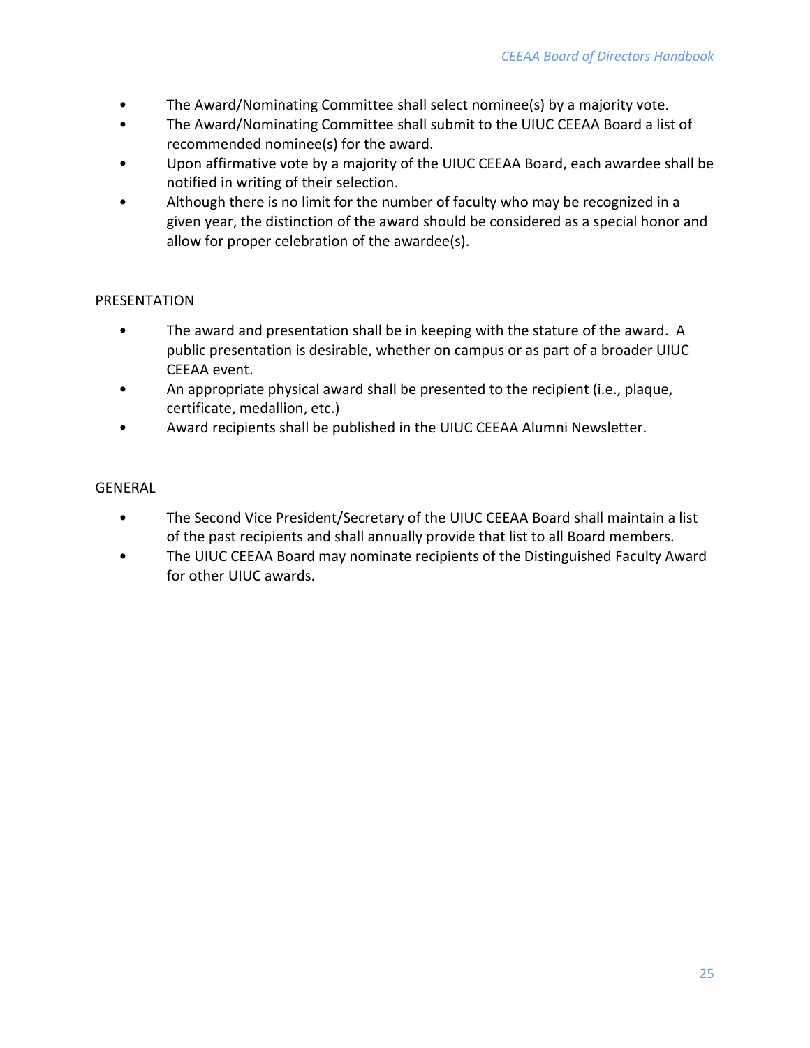- The Award/Nominating Committee shall select nominee(s) by a majority vote.
- The Award/Nominating Committee shall submit to the UIUC CEEAA Board a list of recommended nominee(s) for the award.
- Upon affirmative vote by a majority of the UIUC CEEAA Board, each awardee shall be notified in writing of their selection.
- Although there is no limit for the number of faculty who may be recognized in a given year, the distinction of the award should be considered as a special honor and allow for proper celebration of the awardee(s).

PRESENTATION

- The award and presentation shall be in keeping with the stature of the award. A public presentation is desirable, whether on campus or as part of a broader UIUC CEEAA event.
- An appropriate physical award shall be presented to the recipient (i.e., plaque, certificate, medallion, etc.)
- Award recipients shall be published in the UIUC CEEAA Alumni Newsletter.

GENERAL

- The Second Vice President/Secretary of the UIUC CEEAA Board shall maintain a list of the past recipients and shall annually provide that list to all Board members.
- The UIUC CEEAA Board may nominate recipients of the Distinguished Faculty Award for other UIUC awards.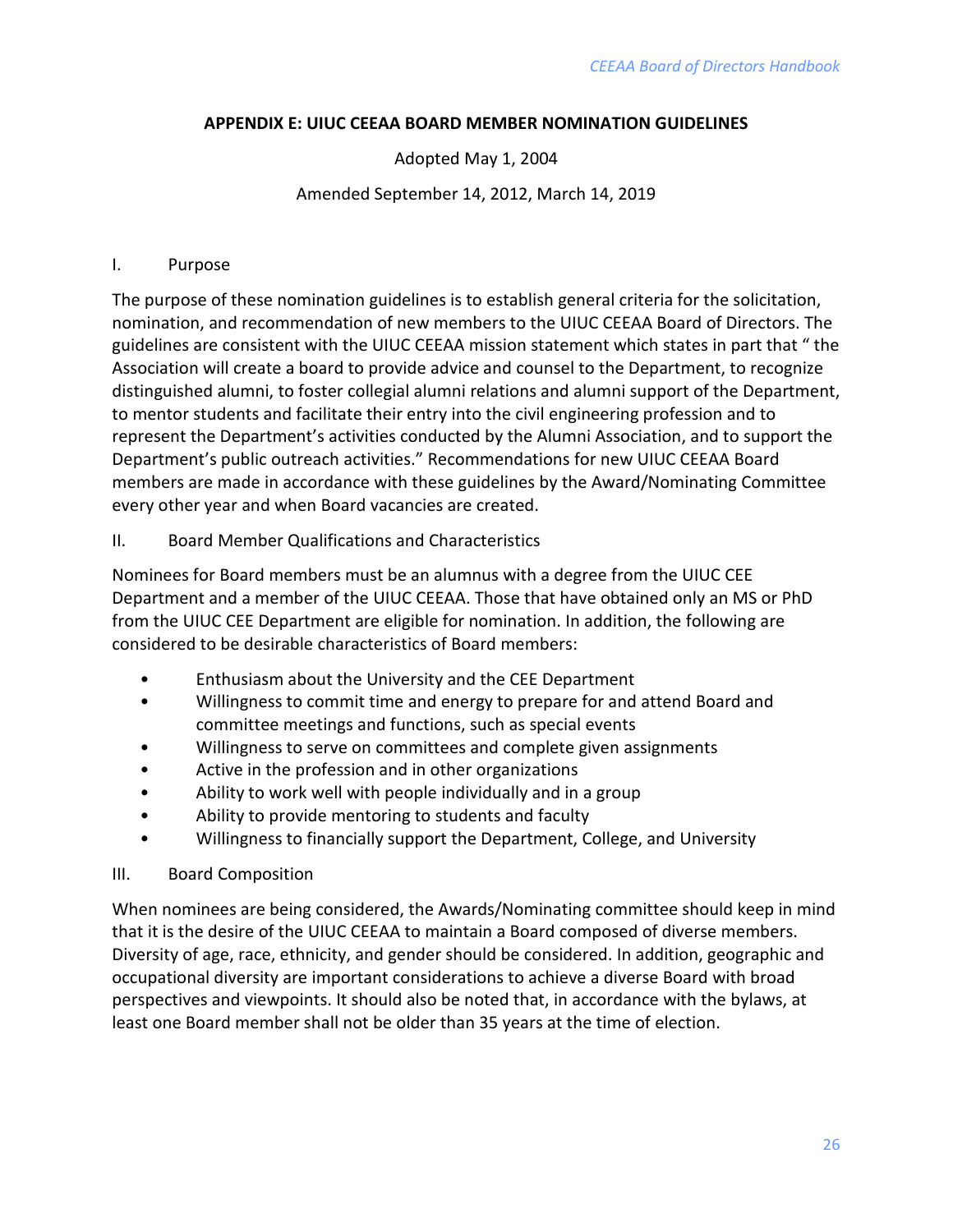## APPENDIX E: UIUC CEEAA BOARD MEMBER NOMINATION GUIDELINES

Adopted May 1, 2004

Amended September 14, 2012, March 14, 2019

I. Purpose

The purpose of these nomination guidelines is to establish general criteria for the solicitation, nomination, and recommendation of new members to the UIUC CEEAA Board of Directors. The guidelines are consistent with the UIUC CEEAA mission statement which states in part that " the Association will create a board to provide advice and counsel to the Department, to recognize distinguished alumni, to foster collegial alumni relations and alumni support of the Department, to mentor students and facilitate their entry into the civil engineering profession and to represent the Department's activities conducted by the Alumni Association, and to support the Department's public outreach activities." Recommendations for new UIUC CEEAA Board members are made in accordance with these guidelines by the Award/Nominating Committee every other year and when Board vacancies are created.

II. Board Member Qualifications and Characteristics

Nominees for Board members must be an alumnus with a degree from the UIUC CEE Department and a member of the UIUC CEEAA. Those that have obtained only an MS or PhD from the UIUC CEE Department are eligible for nomination. In addition, the following are considered to be desirable characteristics of Board members:

- Enthusiasm about the University and the CEE Department
- Willingness to commit time and energy to prepare for and attend Board and committee meetings and functions, such as special events
- Willingness to serve on committees and complete given assignments
- Active in the profession and in other organizations
- Ability to work well with people individually and in a group
- Ability to provide mentoring to students and faculty
- Willingness to financially support the Department, College, and University

III. Board Composition

When nominees are being considered, the Awards/Nominating committee should keep in mind that it is the desire of the UIUC CEEAA to maintain a Board composed of diverse members. Diversity of age, race, ethnicity, and gender should be considered. In addition, geographic and occupational diversity are important considerations to achieve a diverse Board with broad perspectives and viewpoints. It should also be noted that, in accordance with the bylaws, at least one Board member shall not be older than 35 years at the time of election.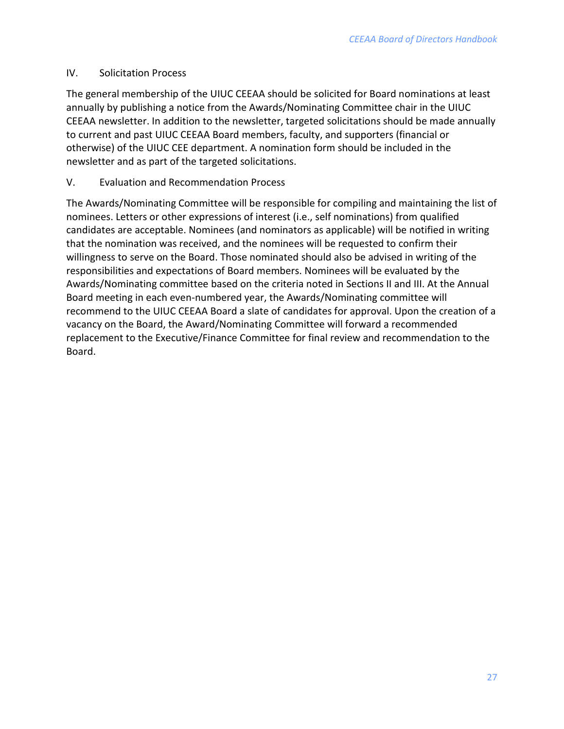IV. Solicitation Process

The general membership of the UIUC CEEAA should be solicited for Board nominations at least annually by publishing a notice from the Awards/Nominating Committee chair in the UIUC CEEAA newsletter. In addition to the newsletter, targeted solicitations should be made annually to current and past UIUC CEEAA Board members, faculty, and supporters (financial or otherwise) of the UIUC CEE department. A nomination form should be included in the newsletter and as part of the targeted solicitations.

V. Evaluation and Recommendation Process

The Awards/Nominating Committee will be responsible for compiling and maintaining the list of nominees. Letters or other expressions of interest (i.e., self nominations) from qualified candidates are acceptable. Nominees (and nominators as applicable) will be notified in writing that the nomination was received, and the nominees will be requested to confirm their willingness to serve on the Board. Those nominated should also be advised in writing of the responsibilities and expectations of Board members. Nominees will be evaluated by the Awards/Nominating committee based on the criteria noted in Sections II and III. At the Annual Board meeting in each even-numbered year, the Awards/Nominating committee will recommend to the UIUC CEEAA Board a slate of candidates for approval. Upon the creation of a vacancy on the Board, the Award/Nominating Committee will forward a recommended replacement to the Executive/Finance Committee for final review and recommendation to the Board.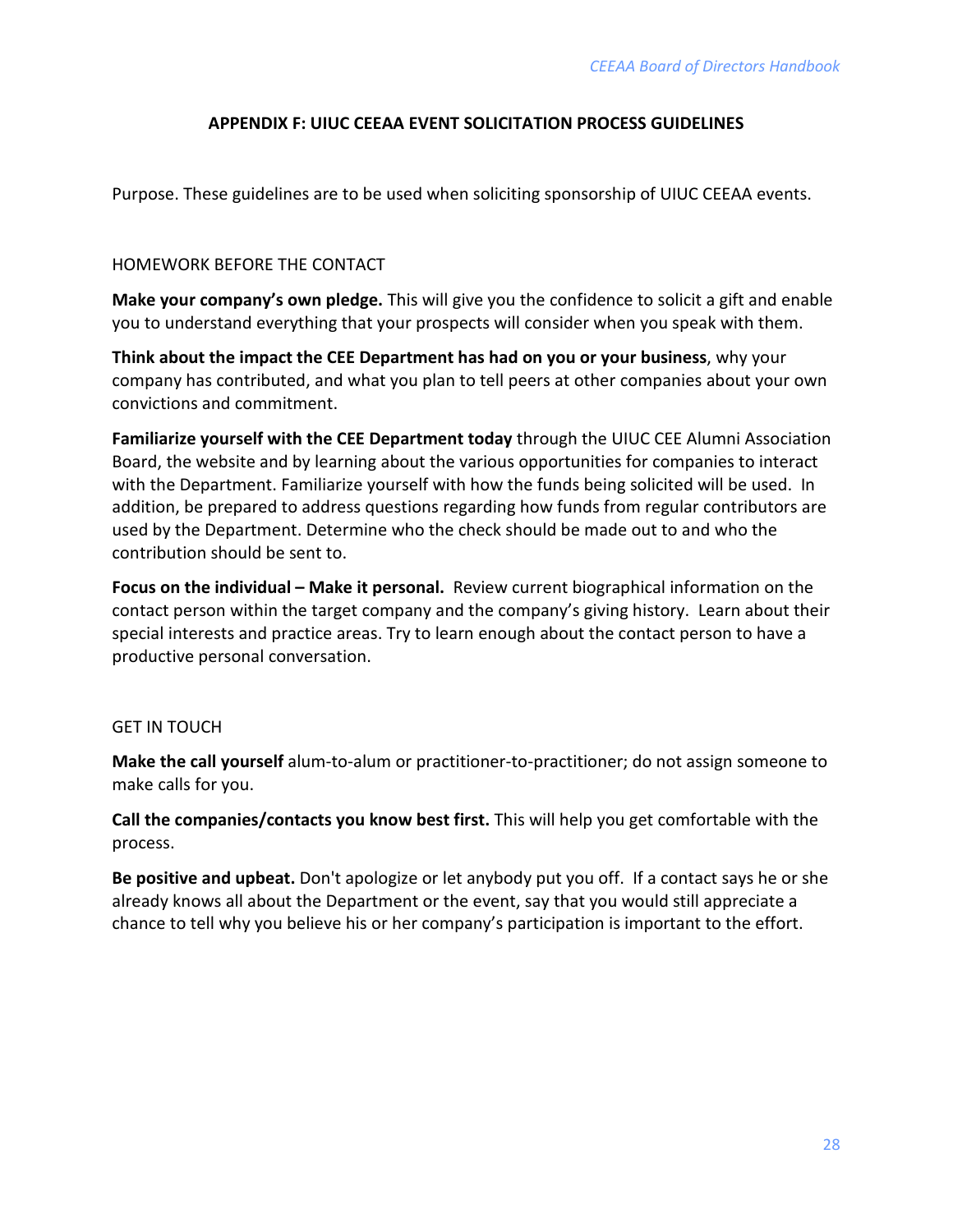## APPENDIX F: UIUC CEEAA EVENT SOLICITATION PROCESS GUIDELINES

Purpose. These guidelines are to be used when soliciting sponsorship of UIUC CEEAA events.

### HOMEWORK BEFORE THE CONTACT

**Make your company's own pledge.** This will give you the confidence to solicit a gift and enable you to understand everything that your prospects will consider when you speak with them.

**Think about the impact the CEE Department has had on you or your business**, why your company has contributed, and what you plan to tell peers at other companies about your own convictions and commitment.

**Familiarize yourself with the CEE Department today** through the UIUC CEE Alumni Association Board, the website and by learning about the various opportunities for companies to interact with the Department. Familiarize yourself with how the funds being solicited will be used. In addition, be prepared to address questions regarding how funds from regular contributors are used by the Department. Determine who the check should be made out to and who the contribution should be sent to.

**Focus on the individual – Make it personal.** Review current biographical information on the contact person within the target company and the company's giving history. Learn about their special interests and practice areas. Try to learn enough about the contact person to have a productive personal conversation.

### GET IN TOUCH

**Make the call yourself** alum-to-alum or practitioner-to-practitioner; do not assign someone to make calls for you.

**Call the companies/contacts you know best first.** This will help you get comfortable with the process.

**Be positive and upbeat.** Don't apologize or let anybody put you off. If a contact says he or she already knows all about the Department or the event, say that you would still appreciate a chance to tell why you believe his or her company's participation is important to the effort.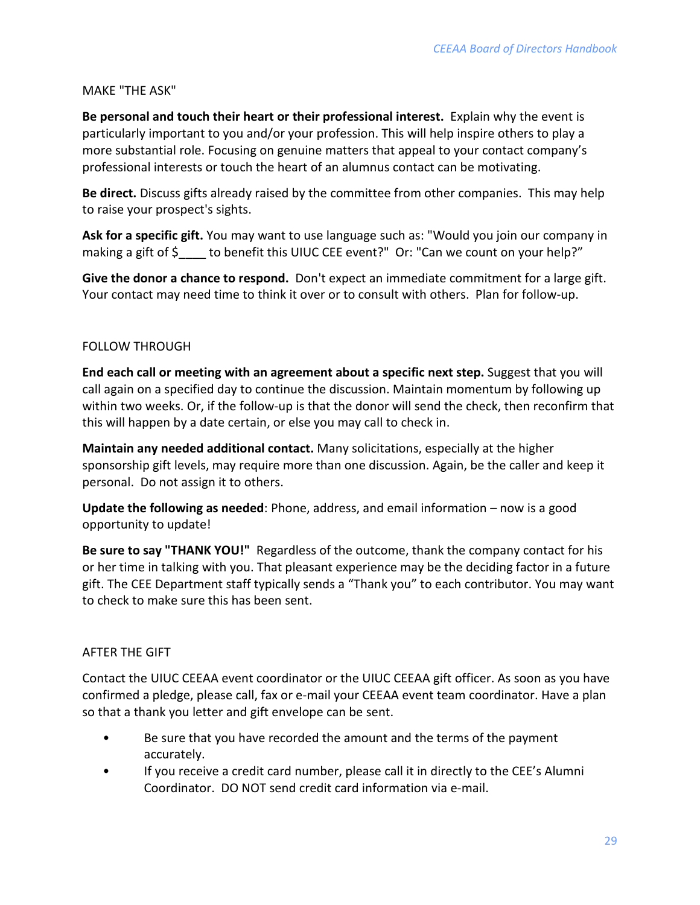MAKE "THE ASK"

**Be personal and touch their heart or their professional interest.** Explain why the event is particularly important to you and/or your profession. This will help inspire others to play a more substantial role. Focusing on genuine matters that appeal to your contact company's professional interests or touch the heart of an alumnus contact can be motivating.

**Be direct.** Discuss gifts already raised by the committee from other companies. This may help to raise your prospect's sights.

**Ask for a specific gift.** You may want to use language such as: "Would you join our company in making a gift of $____ to benefit this UIUC CEE event?" Or: "Can we count on your help?"

**Give the donor a chance to respond.** Don't expect an immediate commitment for a large gift. Your contact may need time to think it over or to consult with others. Plan for follow-up.

FOLLOW THROUGH

**End each call or meeting with an agreement about a specific next step.** Suggest that you will call again on a specified day to continue the discussion. Maintain momentum by following up within two weeks. Or, if the follow-up is that the donor will send the check, then reconfirm that this will happen by a date certain, or else you may call to check in.

**Maintain any needed additional contact.** Many solicitations, especially at the higher sponsorship gift levels, may require more than one discussion. Again, be the caller and keep it personal. Do not assign it to others.

**Update the following as needed**: Phone, address, and email information – now is a good opportunity to update!

**Be sure to say "THANK YOU!"** Regardless of the outcome, thank the company contact for his or her time in talking with you. That pleasant experience may be the deciding factor in a future gift. The CEE Department staff typically sends a "Thank you" to each contributor. You may want to check to make sure this has been sent.

AFTER THE GIFT

Contact the UIUC CEEAA event coordinator or the UIUC CEEAA gift officer. As soon as you have confirmed a pledge, please call, fax or e-mail your CEEAA event team coordinator. Have a plan so that a thank you letter and gift envelope can be sent.

- Be sure that you have recorded the amount and the terms of the payment accurately.
- If you receive a credit card number, please call it in directly to the CEE's Alumni Coordinator. DO NOT send credit card information via e-mail.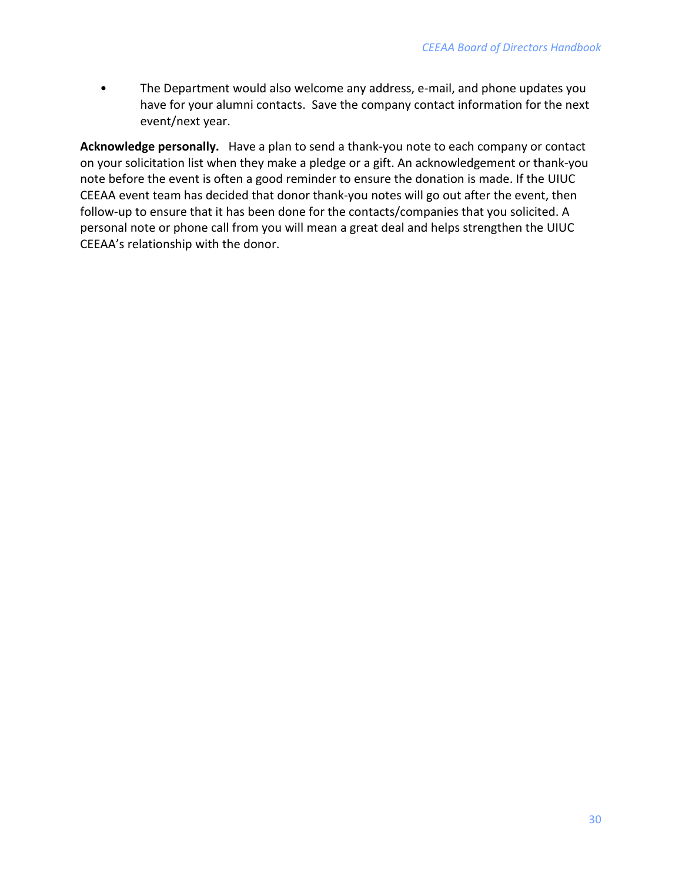- The Department would also welcome any address, e-mail, and phone updates you have for your alumni contacts. Save the company contact information for the next event/next year.

**Acknowledge personally.** Have a plan to send a thank-you note to each company or contact on your solicitation list when they make a pledge or a gift. An acknowledgement or thank-you note before the event is often a good reminder to ensure the donation is made. If the UIUC CEEAA event team has decided that donor thank-you notes will go out after the event, then follow-up to ensure that it has been done for the contacts/companies that you solicited. A personal note or phone call from you will mean a great deal and helps strengthen the UIUC CEEAA's relationship with the donor.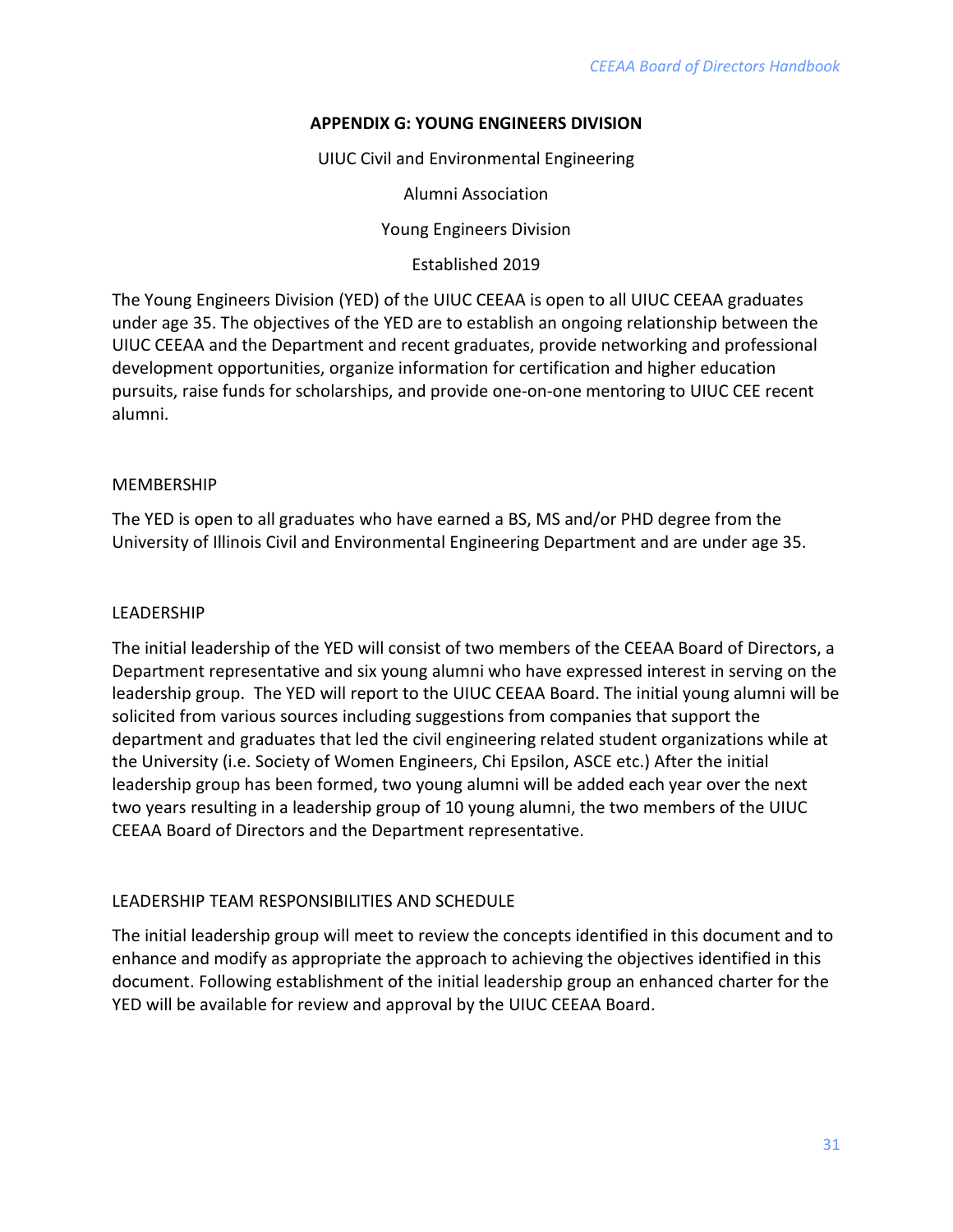## APPENDIX G: YOUNG ENGINEERS DIVISION

UIUC Civil and Environmental Engineering

Alumni Association

Young Engineers Division

Established 2019

The Young Engineers Division (YED) of the UIUC CEEAA is open to all UIUC CEEAA graduates under age 35. The objectives of the YED are to establish an ongoing relationship between the UIUC CEEAA and the Department and recent graduates, provide networking and professional development opportunities, organize information for certification and higher education pursuits, raise funds for scholarships, and provide one-on-one mentoring to UIUC CEE recent alumni.

### MEMBERSHIP

The YED is open to all graduates who have earned a BS, MS and/or PHD degree from the University of Illinois Civil and Environmental Engineering Department and are under age 35.

### LEADERSHIP

The initial leadership of the YED will consist of two members of the CEEAA Board of Directors, a Department representative and six young alumni who have expressed interest in serving on the leadership group. The YED will report to the UIUC CEEAA Board. The initial young alumni will be solicited from various sources including suggestions from companies that support the department and graduates that led the civil engineering related student organizations while at the University (i.e. Society of Women Engineers, Chi Epsilon, ASCE etc.) After the initial leadership group has been formed, two young alumni will be added each year over the next two years resulting in a leadership group of 10 young alumni, the two members of the UIUC CEEAA Board of Directors and the Department representative.

### LEADERSHIP TEAM RESPONSIBILITIES AND SCHEDULE

The initial leadership group will meet to review the concepts identified in this document and to enhance and modify as appropriate the approach to achieving the objectives identified in this document. Following establishment of the initial leadership group an enhanced charter for the YED will be available for review and approval by the UIUC CEEAA Board.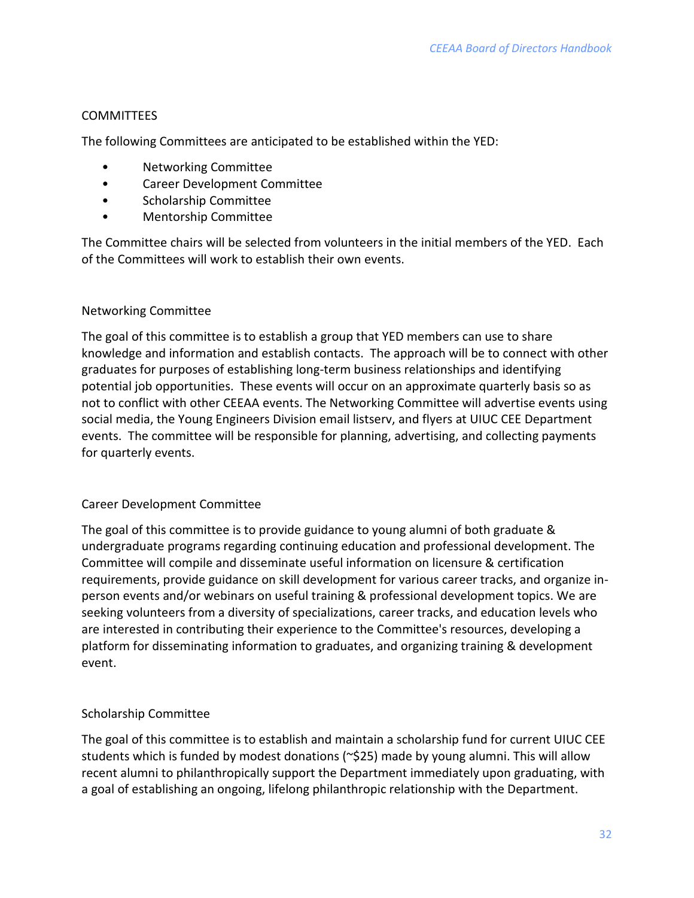## COMMITTEES

The following Committees are anticipated to be established within the YED:

- Networking Committee
- Career Development Committee
- Scholarship Committee
- Mentorship Committee

The Committee chairs will be selected from volunteers in the initial members of the YED. Each of the Committees will work to establish their own events.

### Networking Committee

The goal of this committee is to establish a group that YED members can use to share knowledge and information and establish contacts. The approach will be to connect with other graduates for purposes of establishing long-term business relationships and identifying potential job opportunities. These events will occur on an approximate quarterly basis so as not to conflict with other CEEAA events. The Networking Committee will advertise events using social media, the Young Engineers Division email listserv, and flyers at UIUC CEE Department events. The committee will be responsible for planning, advertising, and collecting payments for quarterly events.

### Career Development Committee

The goal of this committee is to provide guidance to young alumni of both graduate & undergraduate programs regarding continuing education and professional development. The Committee will compile and disseminate useful information on licensure & certification requirements, provide guidance on skill development for various career tracks, and organize in-person events and/or webinars on useful training & professional development topics. We are seeking volunteers from a diversity of specializations, career tracks, and education levels who are interested in contributing their experience to the Committee's resources, developing a platform for disseminating information to graduates, and organizing training & development event.

### Scholarship Committee

The goal of this committee is to establish and maintain a scholarship fund for current UIUC CEE students which is funded by modest donations (~$25) made by young alumni. This will allow recent alumni to philanthropically support the Department immediately upon graduating, with a goal of establishing an ongoing, lifelong philanthropic relationship with the Department.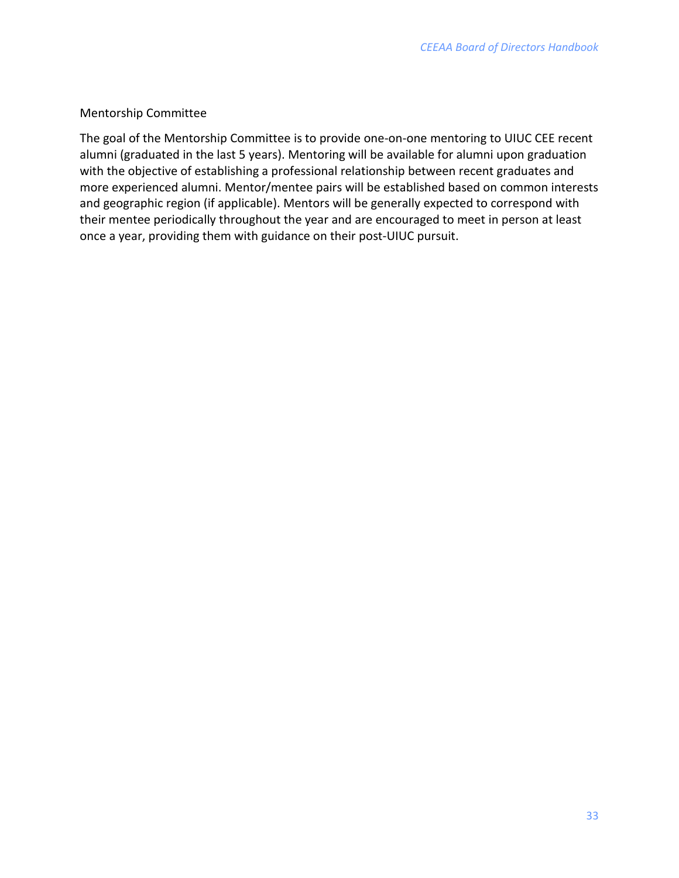## Mentorship Committee

The goal of the Mentorship Committee is to provide one-on-one mentoring to UIUC CEE recent alumni (graduated in the last 5 years). Mentoring will be available for alumni upon graduation with the objective of establishing a professional relationship between recent graduates and more experienced alumni. Mentor/mentee pairs will be established based on common interests and geographic region (if applicable). Mentors will be generally expected to correspond with their mentee periodically throughout the year and are encouraged to meet in person at least once a year, providing them with guidance on their post-UIUC pursuit.